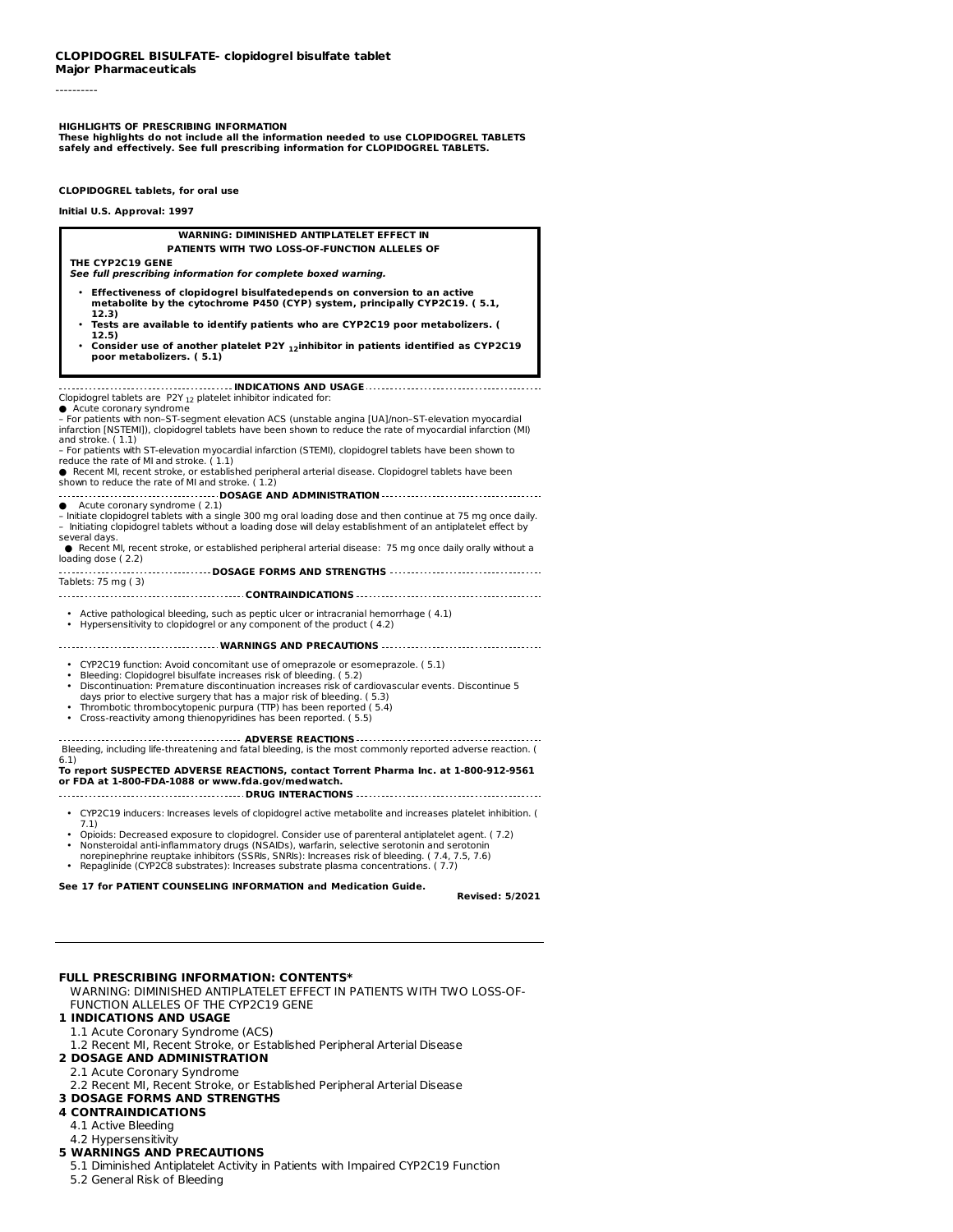**CLOPIDOGREL BISULFATE- clopidogrel bisulfate tablet**
**Major Pharmaceuticals**

----------

**HIGHLIGHTS OF PRESCRIBING INFORMATION**
**These highlights do not include all the information needed to use CLOPIDOGREL TABLETS safely and effectively. See full prescribing information for CLOPIDOGREL TABLETS.**

**CLOPIDOGREL tablets, for oral use**

**Initial U.S. Approval: 1997**

**WARNING: DIMINISHED ANTIPLATELET EFFECT IN PATIENTS WITH TWO LOSS-OF-FUNCTION ALLELES OF THE CYP2C19 GENE**
***See full prescribing information for complete boxed warning.***

- **Effectiveness of clopidogrel bisulfatedepends on conversion to an active metabolite by the cytochrome P450 (CYP) system, principally CYP2C19. ( 5.1, 12.3)**
- **Tests are available to identify patients who are CYP2C19 poor metabolizers. ( 12.5)**
- **Consider use of another platelet P2Y $_{12}$inhibitor in patients identified as CYP2C19 poor metabolizers. ( 5.1)**

**INDICATIONS AND USAGE**

Clopidogrel tablets are P2Y $_{12}$ platelet inhibitor indicated for:

- Acute coronary syndrome
  – For patients with non–ST-segment elevation ACS (unstable angina [UA]/non–ST-elevation myocardial infarction [NSTEMI]), clopidogrel tablets have been shown to reduce the rate of myocardial infarction (MI) and stroke. ( 1.1)
  – For patients with ST-elevation myocardial infarction (STEMI), clopidogrel tablets have been shown to reduce the rate of MI and stroke. ( 1.1)
- Recent MI, recent stroke, or established peripheral arterial disease. Clopidogrel tablets have been shown to reduce the rate of MI and stroke. ( 1.2)

**DOSAGE AND ADMINISTRATION**

- Acute coronary syndrome ( 2.1)
  – Initiate clopidogrel tablets with a single 300 mg oral loading dose and then continue at 75 mg once daily.
  – Initiating clopidogrel tablets without a loading dose will delay establishment of an antiplatelet effect by several days.
- Recent MI, recent stroke, or established peripheral arterial disease: 75 mg once daily orally without a loading dose ( 2.2)

**DOSAGE FORMS AND STRENGTHS**

Tablets: 75 mg ( 3)

**CONTRAINDICATIONS**

- Active pathological bleeding, such as peptic ulcer or intracranial hemorrhage ( 4.1)
- Hypersensitivity to clopidogrel or any component of the product ( 4.2)

**WARNINGS AND PRECAUTIONS**

- CYP2C19 function: Avoid concomitant use of omeprazole or esomeprazole. ( 5.1)
- Bleeding: Clopidogrel bisulfate increases risk of bleeding. ( 5.2)
- Discontinuation: Premature discontinuation increases risk of cardiovascular events. Discontinue 5 days prior to elective surgery that has a major risk of bleeding. ( 5.3)
- Thrombotic thrombocytopenic purpura (TTP) has been reported ( 5.4)
- Cross-reactivity among thienopyridines has been reported. ( 5.5)

**ADVERSE REACTIONS**

Bleeding, including life-threatening and fatal bleeding, is the most commonly reported adverse reaction. ( 6.1)

**To report SUSPECTED ADVERSE REACTIONS, contact Torrent Pharma Inc. at 1-800-912-9561 or FDA at 1-800-FDA-1088 or www.fda.gov/medwatch.**

**DRUG INTERACTIONS**

- CYP2C19 inducers: Increases levels of clopidogrel active metabolite and increases platelet inhibition. ( 7.1)
- Opioids: Decreased exposure to clopidogrel. Consider use of parenteral antiplatelet agent. ( 7.2)
- Nonsteroidal anti-inflammatory drugs (NSAIDs), warfarin, selective serotonin and serotonin norepinephrine reuptake inhibitors (SSRIs, SNRIs): Increases risk of bleeding. ( 7.4, 7.5, 7.6)
- Repaglinide (CYP2C8 substrates): Increases substrate plasma concentrations. ( 7.7)

**See 17 for PATIENT COUNSELING INFORMATION and Medication Guide.**

**Revised: 5/2021**

---

**FULL PRESCRIBING INFORMATION: CONTENTS***

WARNING: DIMINISHED ANTIPLATELET EFFECT IN PATIENTS WITH TWO LOSS-OF-FUNCTION ALLELES OF THE CYP2C19 GENE

**1 INDICATIONS AND USAGE**
1.1 Acute Coronary Syndrome (ACS)
1.2 Recent MI, Recent Stroke, or Established Peripheral Arterial Disease

**2 DOSAGE AND ADMINISTRATION**
2.1 Acute Coronary Syndrome
2.2 Recent MI, Recent Stroke, or Established Peripheral Arterial Disease

**3 DOSAGE FORMS AND STRENGTHS**

**4 CONTRAINDICATIONS**
4.1 Active Bleeding
4.2 Hypersensitivity

**5 WARNINGS AND PRECAUTIONS**
5.1 Diminished Antiplatelet Activity in Patients with Impaired CYP2C19 Function
5.2 General Risk of Bleeding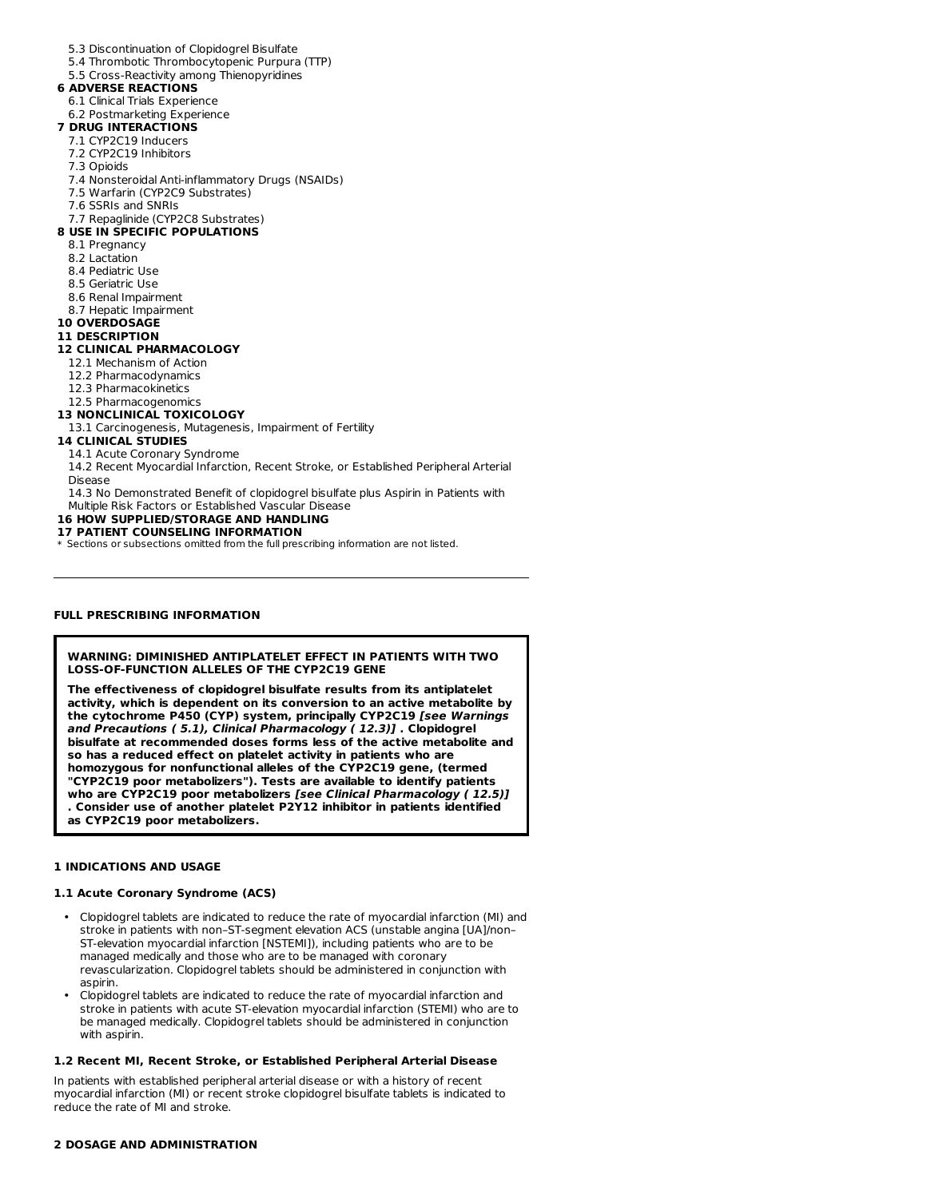5.3 Discontinuation of Clopidogrel Bisulfate
5.4 Thrombotic Thrombocytopenic Purpura (TTP)
5.5 Cross-Reactivity among Thienopyridines

**6 ADVERSE REACTIONS**
6.1 Clinical Trials Experience
6.2 Postmarketing Experience

**7 DRUG INTERACTIONS**
7.1 CYP2C19 Inducers
7.2 CYP2C19 Inhibitors
7.3 Opioids
7.4 Nonsteroidal Anti-inflammatory Drugs (NSAIDs)
7.5 Warfarin (CYP2C9 Substrates)
7.6 SSRIs and SNRIs
7.7 Repaglinide (CYP2C8 Substrates)

**8 USE IN SPECIFIC POPULATIONS**
8.1 Pregnancy
8.2 Lactation
8.4 Pediatric Use
8.5 Geriatric Use
8.6 Renal Impairment
8.7 Hepatic Impairment

**10 OVERDOSAGE**

**11 DESCRIPTION**

**12 CLINICAL PHARMACOLOGY**
12.1 Mechanism of Action
12.2 Pharmacodynamics
12.3 Pharmacokinetics
12.5 Pharmacogenomics

**13 NONCLINICAL TOXICOLOGY**
13.1 Carcinogenesis, Mutagenesis, Impairment of Fertility

**14 CLINICAL STUDIES**
14.1 Acute Coronary Syndrome
14.2 Recent Myocardial Infarction, Recent Stroke, or Established Peripheral Arterial Disease
14.3 No Demonstrated Benefit of clopidogrel bisulfate plus Aspirin in Patients with Multiple Risk Factors or Established Vascular Disease

**16 HOW SUPPLIED/STORAGE AND HANDLING**

**17 PATIENT COUNSELING INFORMATION**

* Sections or subsections omitted from the full prescribing information are not listed.

---

**FULL PRESCRIBING INFORMATION**

**WARNING: DIMINISHED ANTIPLATELET EFFECT IN PATIENTS WITH TWO LOSS-OF-FUNCTION ALLELES OF THE CYP2C19 GENE**

**The effectiveness of clopidogrel bisulfate results from its antiplatelet activity, which is dependent on its conversion to an active metabolite by the cytochrome P450 (CYP) system, principally CYP2C19 *[see Warnings and Precautions ( 5.1), Clinical Pharmacology ( 12.3)]* . Clopidogrel bisulfate at recommended doses forms less of the active metabolite and so has a reduced effect on platelet activity in patients who are homozygous for nonfunctional alleles of the CYP2C19 gene, (termed "CYP2C19 poor metabolizers"). Tests are available to identify patients who are CYP2C19 poor metabolizers *[see Clinical Pharmacology ( 12.5)]* . Consider use of another platelet P2Y12 inhibitor in patients identified as CYP2C19 poor metabolizers.**

## 1 INDICATIONS AND USAGE

### 1.1 Acute Coronary Syndrome (ACS)

- Clopidogrel tablets are indicated to reduce the rate of myocardial infarction (MI) and stroke in patients with non–ST-segment elevation ACS (unstable angina [UA]/non–ST-elevation myocardial infarction [NSTEMI]), including patients who are to be managed medically and those who are to be managed with coronary revascularization. Clopidogrel tablets should be administered in conjunction with aspirin.
- Clopidogrel tablets are indicated to reduce the rate of myocardial infarction and stroke in patients with acute ST-elevation myocardial infarction (STEMI) who are to be managed medically. Clopidogrel tablets should be administered in conjunction with aspirin.

### 1.2 Recent MI, Recent Stroke, or Established Peripheral Arterial Disease

In patients with established peripheral arterial disease or with a history of recent myocardial infarction (MI) or recent stroke clopidogrel bisulfate tablets is indicated to reduce the rate of MI and stroke.

## 2 DOSAGE AND ADMINISTRATION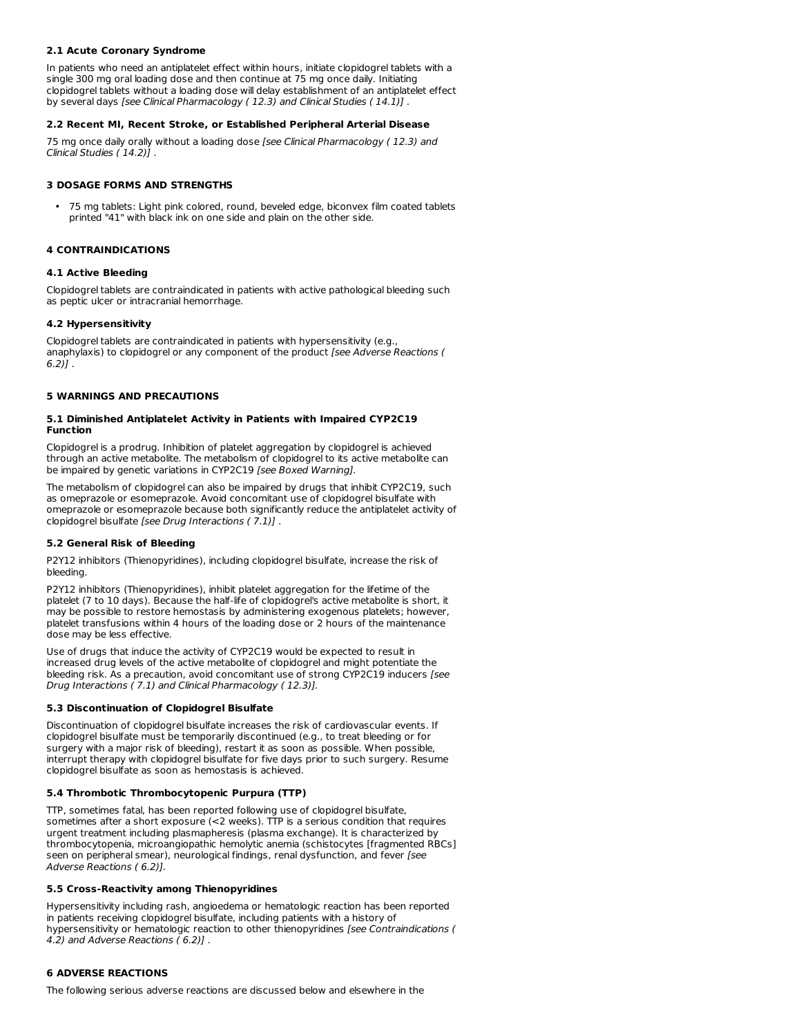### 2.1 Acute Coronary Syndrome

In patients who need an antiplatelet effect within hours, initiate clopidogrel tablets with a single 300 mg oral loading dose and then continue at 75 mg once daily. Initiating clopidogrel tablets without a loading dose will delay establishment of an antiplatelet effect by several days *[see Clinical Pharmacology ( 12.3) and Clinical Studies ( 14.1)]* .

### 2.2 Recent MI, Recent Stroke, or Established Peripheral Arterial Disease

75 mg once daily orally without a loading dose *[see Clinical Pharmacology ( 12.3) and Clinical Studies ( 14.2)]* .

## 3 DOSAGE FORMS AND STRENGTHS

- 75 mg tablets: Light pink colored, round, beveled edge, biconvex film coated tablets printed "41" with black ink on one side and plain on the other side.

## 4 CONTRAINDICATIONS

### 4.1 Active Bleeding

Clopidogrel tablets are contraindicated in patients with active pathological bleeding such as peptic ulcer or intracranial hemorrhage.

### 4.2 Hypersensitivity

Clopidogrel tablets are contraindicated in patients with hypersensitivity (e.g., anaphylaxis) to clopidogrel or any component of the product *[see Adverse Reactions ( 6.2)]* .

## 5 WARNINGS AND PRECAUTIONS

### 5.1 Diminished Antiplatelet Activity in Patients with Impaired CYP2C19 Function

Clopidogrel is a prodrug. Inhibition of platelet aggregation by clopidogrel is achieved through an active metabolite. The metabolism of clopidogrel to its active metabolite can be impaired by genetic variations in CYP2C19 *[see Boxed Warning]*.

The metabolism of clopidogrel can also be impaired by drugs that inhibit CYP2C19, such as omeprazole or esomeprazole. Avoid concomitant use of clopidogrel bisulfate with omeprazole or esomeprazole because both significantly reduce the antiplatelet activity of clopidogrel bisulfate *[see Drug Interactions ( 7.1)]* .

### 5.2 General Risk of Bleeding

P2Y12 inhibitors (Thienopyridines), including clopidogrel bisulfate, increase the risk of bleeding.

P2Y12 inhibitors (Thienopyridines), inhibit platelet aggregation for the lifetime of the platelet (7 to 10 days). Because the half-life of clopidogrel's active metabolite is short, it may be possible to restore hemostasis by administering exogenous platelets; however, platelet transfusions within 4 hours of the loading dose or 2 hours of the maintenance dose may be less effective.

Use of drugs that induce the activity of CYP2C19 would be expected to result in increased drug levels of the active metabolite of clopidogrel and might potentiate the bleeding risk. As a precaution, avoid concomitant use of strong CYP2C19 inducers *[see Drug Interactions ( 7.1) and Clinical Pharmacology ( 12.3)]*.

### 5.3 Discontinuation of Clopidogrel Bisulfate

Discontinuation of clopidogrel bisulfate increases the risk of cardiovascular events. If clopidogrel bisulfate must be temporarily discontinued (e.g., to treat bleeding or for surgery with a major risk of bleeding), restart it as soon as possible. When possible, interrupt therapy with clopidogrel bisulfate for five days prior to such surgery. Resume clopidogrel bisulfate as soon as hemostasis is achieved.

### 5.4 Thrombotic Thrombocytopenic Purpura (TTP)

TTP, sometimes fatal, has been reported following use of clopidogrel bisulfate, sometimes after a short exposure (<2 weeks). TTP is a serious condition that requires urgent treatment including plasmapheresis (plasma exchange). It is characterized by thrombocytopenia, microangiopathic hemolytic anemia (schistocytes [fragmented RBCs] seen on peripheral smear), neurological findings, renal dysfunction, and fever *[see Adverse Reactions ( 6.2)]*.

### 5.5 Cross-Reactivity among Thienopyridines

Hypersensitivity including rash, angioedema or hematologic reaction has been reported in patients receiving clopidogrel bisulfate, including patients with a history of hypersensitivity or hematologic reaction to other thienopyridines *[see Contraindications ( 4.2) and Adverse Reactions ( 6.2)]* .

## 6 ADVERSE REACTIONS

The following serious adverse reactions are discussed below and elsewhere in the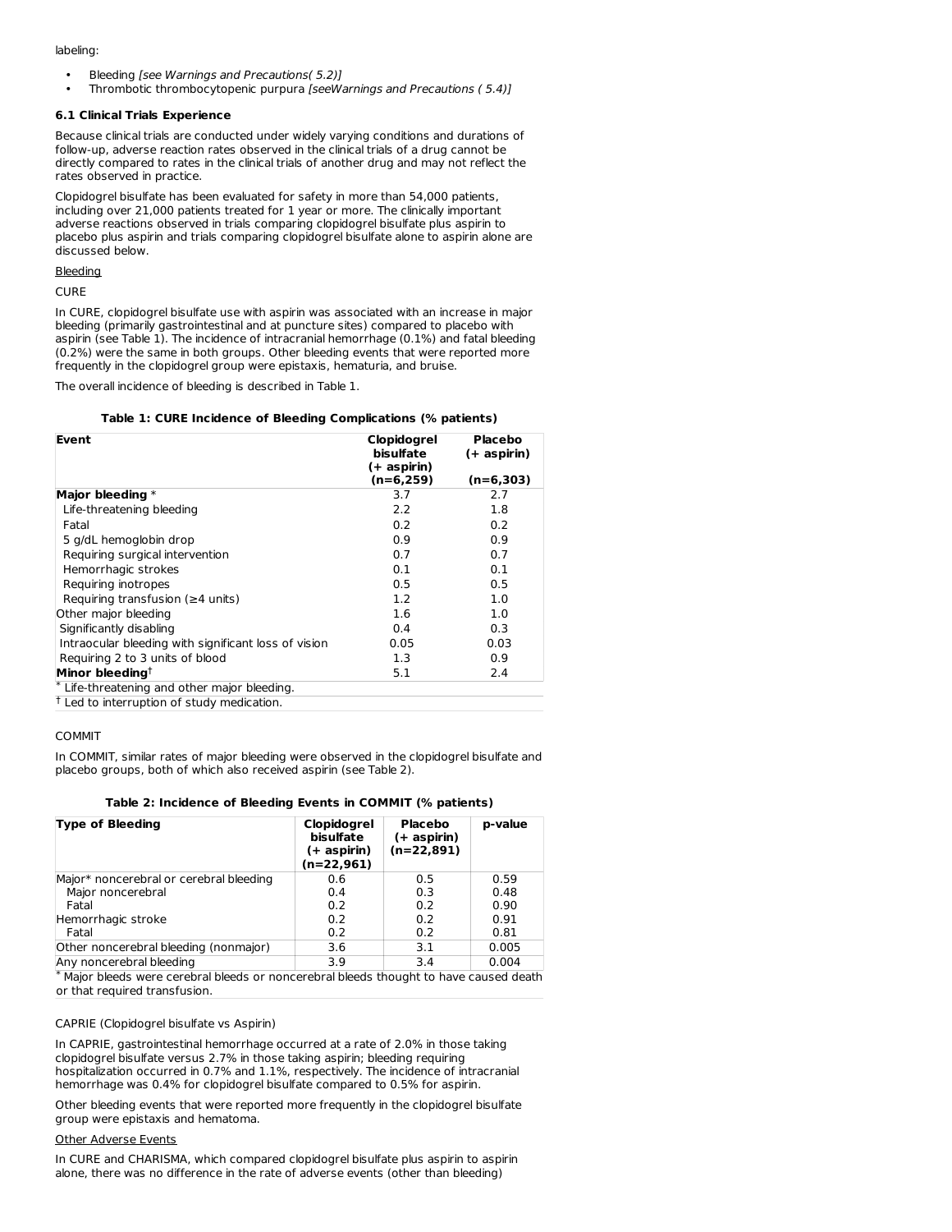labeling:

- Bleeding *[see Warnings and Precautions( 5.2)]*
- Thrombotic thrombocytopenic purpura *[seeWarnings and Precautions ( 5.4)]*

### 6.1 Clinical Trials Experience

Because clinical trials are conducted under widely varying conditions and durations of follow-up, adverse reaction rates observed in the clinical trials of a drug cannot be directly compared to rates in the clinical trials of another drug and may not reflect the rates observed in practice.

Clopidogrel bisulfate has been evaluated for safety in more than 54,000 patients, including over 21,000 patients treated for 1 year or more. The clinically important adverse reactions observed in trials comparing clopidogrel bisulfate plus aspirin to placebo plus aspirin and trials comparing clopidogrel bisulfate alone to aspirin alone are discussed below.

Bleeding

CURE

In CURE, clopidogrel bisulfate use with aspirin was associated with an increase in major bleeding (primarily gastrointestinal and at puncture sites) compared to placebo with aspirin (see Table 1). The incidence of intracranial hemorrhage (0.1%) and fatal bleeding (0.2%) were the same in both groups. Other bleeding events that were reported more frequently in the clopidogrel group were epistaxis, hematuria, and bruise.

The overall incidence of bleeding is described in Table 1.

**Table 1: CURE Incidence of Bleeding Complications (% patients)**

| Event | Clopidogrel bisulfate (+ aspirin) (n=6,259) | Placebo (+ aspirin) (n=6,303) |
|---|---|---|
| **Major bleeding** * | 3.7 | 2.7 |
| Life-threatening bleeding | 2.2 | 1.8 |
| Fatal | 0.2 | 0.2 |
| 5 g/dL hemoglobin drop | 0.9 | 0.9 |
| Requiring surgical intervention | 0.7 | 0.7 |
| Hemorrhagic strokes | 0.1 | 0.1 |
| Requiring inotropes | 0.5 | 0.5 |
| Requiring transfusion (≥4 units) | 1.2 | 1.0 |
| Other major bleeding | 1.6 | 1.0 |
| Significantly disabling | 0.4 | 0.3 |
| Intraocular bleeding with significant loss of vision | 0.05 | 0.03 |
| Requiring 2 to 3 units of blood | 1.3 | 0.9 |
| **Minor bleeding**† | 5.1 | 2.4 |

\* Life-threatening and other major bleeding.

† Led to interruption of study medication.

COMMIT

In COMMIT, similar rates of major bleeding were observed in the clopidogrel bisulfate and placebo groups, both of which also received aspirin (see Table 2).

**Table 2: Incidence of Bleeding Events in COMMIT (% patients)**

| Type of Bleeding | Clopidogrel bisulfate (+ aspirin) (n=22,961) | Placebo (+ aspirin) (n=22,891) | p-value |
|---|---|---|---|
| Major* noncerebral or cerebral bleeding | 0.6 | 0.5 | 0.59 |
| Major noncerebral | 0.4 | 0.3 | 0.48 |
| Fatal | 0.2 | 0.2 | 0.90 |
| Hemorrhagic stroke | 0.2 | 0.2 | 0.91 |
| Fatal | 0.2 | 0.2 | 0.81 |
| Other noncerebral bleeding (nonmajor) | 3.6 | 3.1 | 0.005 |
| Any noncerebral bleeding | 3.9 | 3.4 | 0.004 |

\* Major bleeds were cerebral bleeds or noncerebral bleeds thought to have caused death or that required transfusion.

CAPRIE (Clopidogrel bisulfate vs Aspirin)

In CAPRIE, gastrointestinal hemorrhage occurred at a rate of 2.0% in those taking clopidogrel bisulfate versus 2.7% in those taking aspirin; bleeding requiring hospitalization occurred in 0.7% and 1.1%, respectively. The incidence of intracranial hemorrhage was 0.4% for clopidogrel bisulfate compared to 0.5% for aspirin.

Other bleeding events that were reported more frequently in the clopidogrel bisulfate group were epistaxis and hematoma.

Other Adverse Events

In CURE and CHARISMA, which compared clopidogrel bisulfate plus aspirin to aspirin alone, there was no difference in the rate of adverse events (other than bleeding)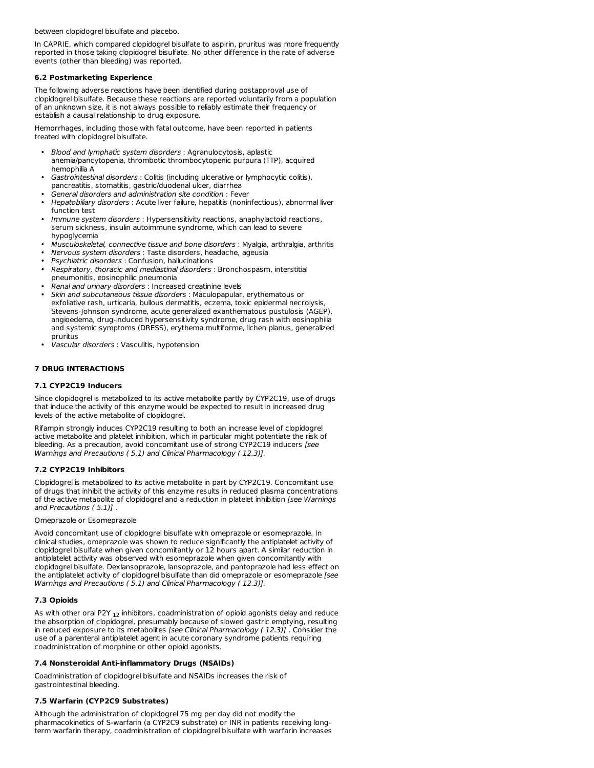between clopidogrel bisulfate and placebo.

In CAPRIE, which compared clopidogrel bisulfate to aspirin, pruritus was more frequently reported in those taking clopidogrel bisulfate. No other difference in the rate of adverse events (other than bleeding) was reported.

### 6.2 Postmarketing Experience

The following adverse reactions have been identified during postapproval use of clopidogrel bisulfate. Because these reactions are reported voluntarily from a population of an unknown size, it is not always possible to reliably estimate their frequency or establish a causal relationship to drug exposure.

Hemorrhages, including those with fatal outcome, have been reported in patients treated with clopidogrel bisulfate.

- *Blood and lymphatic system disorders* : Agranulocytosis, aplastic anemia/pancytopenia, thrombotic thrombocytopenic purpura (TTP), acquired hemophilia A
- *Gastrointestinal disorders* : Colitis (including ulcerative or lymphocytic colitis), pancreatitis, stomatitis, gastric/duodenal ulcer, diarrhea
- *General disorders and administration site condition* : Fever
- *Hepatobiliary disorders* : Acute liver failure, hepatitis (noninfectious), abnormal liver function test
- *Immune system disorders* : Hypersensitivity reactions, anaphylactoid reactions, serum sickness, insulin autoimmune syndrome, which can lead to severe hypoglycemia
- *Musculoskeletal, connective tissue and bone disorders* : Myalgia, arthralgia, arthritis
- *Nervous system disorders* : Taste disorders, headache, ageusia
- *Psychiatric disorders* : Confusion, hallucinations
- *Respiratory, thoracic and mediastinal disorders* : Bronchospasm, interstitial pneumonitis, eosinophilic pneumonia
- *Renal and urinary disorders* : Increased creatinine levels
- *Skin and subcutaneous tissue disorders* : Maculopapular, erythematous or exfoliative rash, urticaria, bullous dermatitis, eczema, toxic epidermal necrolysis, Stevens-Johnson syndrome, acute generalized exanthematous pustulosis (AGEP), angioedema, drug-induced hypersensitivity syndrome, drug rash with eosinophilia and systemic symptoms (DRESS), erythema multiforme, lichen planus, generalized pruritus
- *Vascular disorders* : Vasculitis, hypotension

## 7 DRUG INTERACTIONS

### 7.1 CYP2C19 Inducers

Since clopidogrel is metabolized to its active metabolite partly by CYP2C19, use of drugs that induce the activity of this enzyme would be expected to result in increased drug levels of the active metabolite of clopidogrel.

Rifampin strongly induces CYP2C19 resulting to both an increase level of clopidogrel active metabolite and platelet inhibition, which in particular might potentiate the risk of bleeding. As a precaution, avoid concomitant use of strong CYP2C19 inducers *[see Warnings and Precautions ( 5.1) and Clinical Pharmacology ( 12.3)].*

### 7.2 CYP2C19 Inhibitors

Clopidogrel is metabolized to its active metabolite in part by CYP2C19. Concomitant use of drugs that inhibit the activity of this enzyme results in reduced plasma concentrations of the active metabolite of clopidogrel and a reduction in platelet inhibition *[see Warnings and Precautions ( 5.1)]* .

Omeprazole or Esomeprazole

Avoid concomitant use of clopidogrel bisulfate with omeprazole or esomeprazole. In clinical studies, omeprazole was shown to reduce significantly the antiplatelet activity of clopidogrel bisulfate when given concomitantly or 12 hours apart. A similar reduction in antiplatelet activity was observed with esomeprazole when given concomitantly with clopidogrel bisulfate. Dexlansoprazole, lansoprazole, and pantoprazole had less effect on the antiplatelet activity of clopidogrel bisulfate than did omeprazole or esomeprazole *[see Warnings and Precautions ( 5.1) and Clinical Pharmacology ( 12.3)].*

### 7.3 Opioids

As with other oral $P2Y_{12}$ inhibitors, coadministration of opioid agonists delay and reduce the absorption of clopidogrel, presumably because of slowed gastric emptying, resulting in reduced exposure to its metabolites *[see Clinical Pharmacology ( 12.3)]* . Consider the use of a parenteral antiplatelet agent in acute coronary syndrome patients requiring coadministration of morphine or other opioid agonists.

### 7.4 Nonsteroidal Anti-inflammatory Drugs (NSAIDs)

Coadministration of clopidogrel bisulfate and NSAIDs increases the risk of gastrointestinal bleeding.

### 7.5 Warfarin (CYP2C9 Substrates)

Although the administration of clopidogrel 75 mg per day did not modify the pharmacokinetics of S-warfarin (a CYP2C9 substrate) or INR in patients receiving long-term warfarin therapy, coadministration of clopidogrel bisulfate with warfarin increases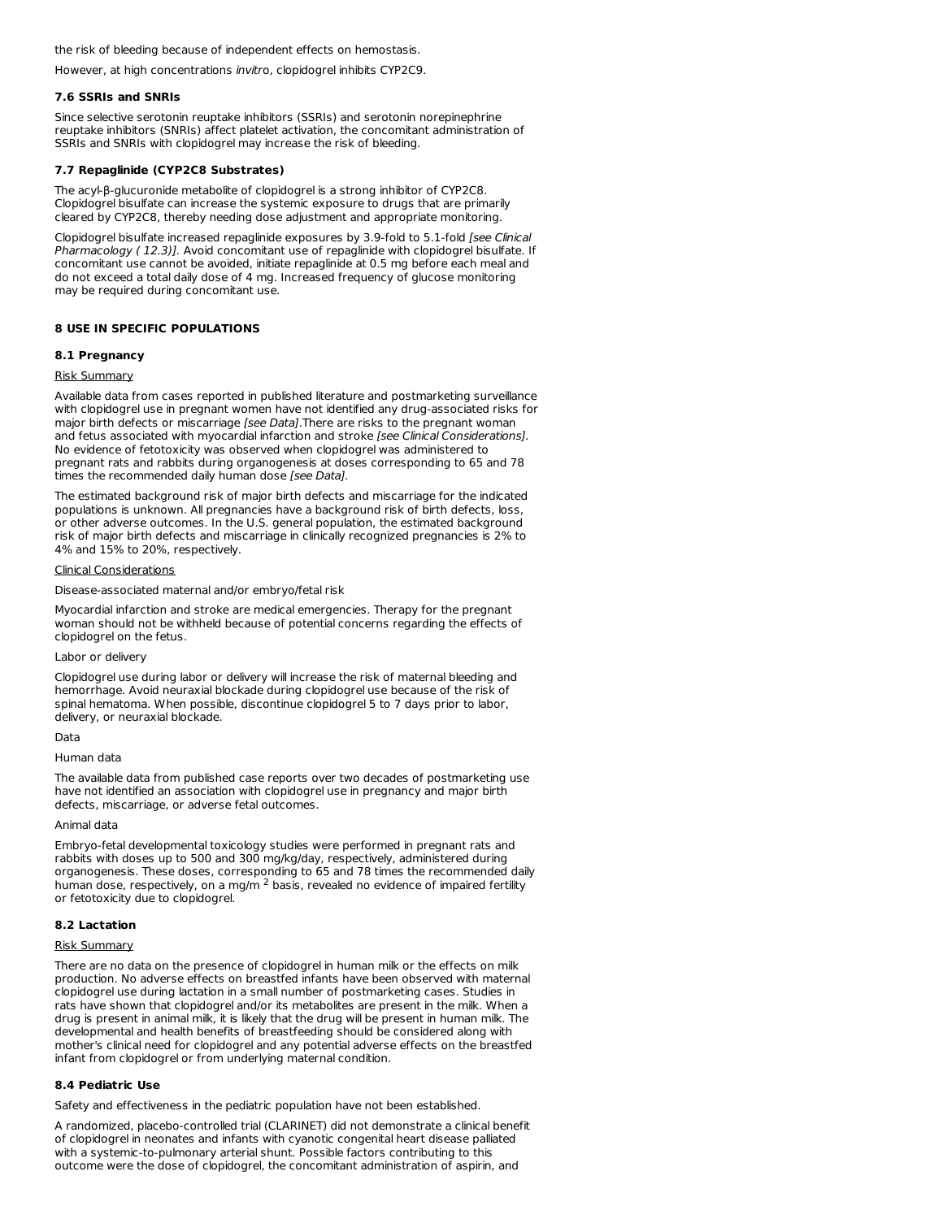the risk of bleeding because of independent effects on hemostasis.

However, at high concentrations *invitro*, clopidogrel inhibits CYP2C9.

### 7.6 SSRIs and SNRIs

Since selective serotonin reuptake inhibitors (SSRIs) and serotonin norepinephrine reuptake inhibitors (SNRIs) affect platelet activation, the concomitant administration of SSRIs and SNRIs with clopidogrel may increase the risk of bleeding.

### 7.7 Repaglinide (CYP2C8 Substrates)

The acyl-β-glucuronide metabolite of clopidogrel is a strong inhibitor of CYP2C8. Clopidogrel bisulfate can increase the systemic exposure to drugs that are primarily cleared by CYP2C8, thereby needing dose adjustment and appropriate monitoring.

Clopidogrel bisulfate increased repaglinide exposures by 3.9-fold to 5.1-fold *[see Clinical Pharmacology ( 12.3)]*. Avoid concomitant use of repaglinide with clopidogrel bisulfate. If concomitant use cannot be avoided, initiate repaglinide at 0.5 mg before each meal and do not exceed a total daily dose of 4 mg. Increased frequency of glucose monitoring may be required during concomitant use.

## 8 USE IN SPECIFIC POPULATIONS

### 8.1 Pregnancy

Risk Summary

Available data from cases reported in published literature and postmarketing surveillance with clopidogrel use in pregnant women have not identified any drug-associated risks for major birth defects or miscarriage *[see Data]*.There are risks to the pregnant woman and fetus associated with myocardial infarction and stroke *[see Clinical Considerations]*. No evidence of fetotoxicity was observed when clopidogrel was administered to pregnant rats and rabbits during organogenesis at doses corresponding to 65 and 78 times the recommended daily human dose *[see Data]*.

The estimated background risk of major birth defects and miscarriage for the indicated populations is unknown. All pregnancies have a background risk of birth defects, loss, or other adverse outcomes. In the U.S. general population, the estimated background risk of major birth defects and miscarriage in clinically recognized pregnancies is 2% to 4% and 15% to 20%, respectively.

Clinical Considerations

Disease-associated maternal and/or embryo/fetal risk

Myocardial infarction and stroke are medical emergencies. Therapy for the pregnant woman should not be withheld because of potential concerns regarding the effects of clopidogrel on the fetus.

Labor or delivery

Clopidogrel use during labor or delivery will increase the risk of maternal bleeding and hemorrhage. Avoid neuraxial blockade during clopidogrel use because of the risk of spinal hematoma. When possible, discontinue clopidogrel 5 to 7 days prior to labor, delivery, or neuraxial blockade.

Data

Human data

The available data from published case reports over two decades of postmarketing use have not identified an association with clopidogrel use in pregnancy and major birth defects, miscarriage, or adverse fetal outcomes.

Animal data

Embryo-fetal developmental toxicology studies were performed in pregnant rats and rabbits with doses up to 500 and 300 mg/kg/day, respectively, administered during organogenesis. These doses, corresponding to 65 and 78 times the recommended daily human dose, respectively, on a mg/m$^2$ basis, revealed no evidence of impaired fertility or fetotoxicity due to clopidogrel.

### 8.2 Lactation

Risk Summary

There are no data on the presence of clopidogrel in human milk or the effects on milk production. No adverse effects on breastfed infants have been observed with maternal clopidogrel use during lactation in a small number of postmarketing cases. Studies in rats have shown that clopidogrel and/or its metabolites are present in the milk. When a drug is present in animal milk, it is likely that the drug will be present in human milk. The developmental and health benefits of breastfeeding should be considered along with mother's clinical need for clopidogrel and any potential adverse effects on the breastfed infant from clopidogrel or from underlying maternal condition.

### 8.4 Pediatric Use

Safety and effectiveness in the pediatric population have not been established.

A randomized, placebo-controlled trial (CLARINET) did not demonstrate a clinical benefit of clopidogrel in neonates and infants with cyanotic congenital heart disease palliated with a systemic-to-pulmonary arterial shunt. Possible factors contributing to this outcome were the dose of clopidogrel, the concomitant administration of aspirin, and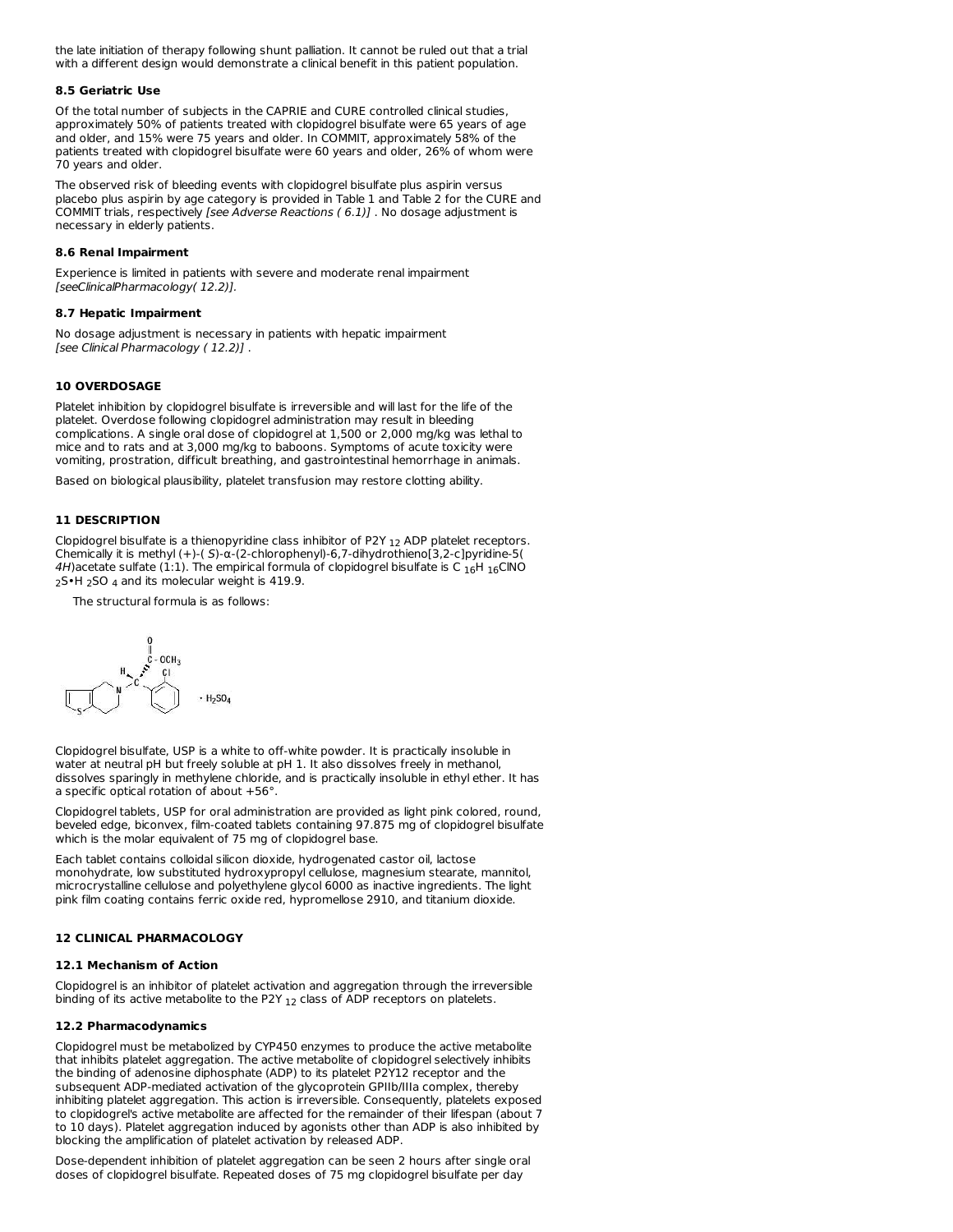the late initiation of therapy following shunt palliation. It cannot be ruled out that a trial with a different design would demonstrate a clinical benefit in this patient population.

### 8.5 Geriatric Use

Of the total number of subjects in the CAPRIE and CURE controlled clinical studies, approximately 50% of patients treated with clopidogrel bisulfate were 65 years of age and older, and 15% were 75 years and older. In COMMIT, approximately 58% of the patients treated with clopidogrel bisulfate were 60 years and older, 26% of whom were 70 years and older.

The observed risk of bleeding events with clopidogrel bisulfate plus aspirin versus placebo plus aspirin by age category is provided in Table 1 and Table 2 for the CURE and COMMIT trials, respectively *[see Adverse Reactions ( 6.1)]* . No dosage adjustment is necessary in elderly patients.

### 8.6 Renal Impairment

Experience is limited in patients with severe and moderate renal impairment *[seeClinicalPharmacology( 12.2)].*

### 8.7 Hepatic Impairment

No dosage adjustment is necessary in patients with hepatic impairment *[see Clinical Pharmacology ( 12.2)]* .

## 10 OVERDOSAGE

Platelet inhibition by clopidogrel bisulfate is irreversible and will last for the life of the platelet. Overdose following clopidogrel administration may result in bleeding complications. A single oral dose of clopidogrel at 1,500 or 2,000 mg/kg was lethal to mice and to rats and at 3,000 mg/kg to baboons. Symptoms of acute toxicity were vomiting, prostration, difficult breathing, and gastrointestinal hemorrhage in animals.

Based on biological plausibility, platelet transfusion may restore clotting ability.

## 11 DESCRIPTION

Clopidogrel bisulfate is a thienopyridine class inhibitor of $P2Y_{12}$ ADP platelet receptors. Chemically it is methyl (+)-( *S*)-α-(2-chlorophenyl)-6,7-dihydrothieno[3,2-c]pyridine-5( *4H*)acetate sulfate (1:1). The empirical formula of clopidogrel bisulfate is $C_{16}H_{16}ClNO_2S \cdot H_2SO_4$ and its molecular weight is 419.9.

The structural formula is as follows:

Clopidogrel bisulfate, USP is a white to off-white powder. It is practically insoluble in water at neutral pH but freely soluble at pH 1. It also dissolves freely in methanol, dissolves sparingly in methylene chloride, and is practically insoluble in ethyl ether. It has a specific optical rotation of about +56°.

Clopidogrel tablets, USP for oral administration are provided as light pink colored, round, beveled edge, biconvex, film-coated tablets containing 97.875 mg of clopidogrel bisulfate which is the molar equivalent of 75 mg of clopidogrel base.

Each tablet contains colloidal silicon dioxide, hydrogenated castor oil, lactose monohydrate, low substituted hydroxypropyl cellulose, magnesium stearate, mannitol, microcrystalline cellulose and polyethylene glycol 6000 as inactive ingredients. The light pink film coating contains ferric oxide red, hypromellose 2910, and titanium dioxide.

## 12 CLINICAL PHARMACOLOGY

### 12.1 Mechanism of Action

Clopidogrel is an inhibitor of platelet activation and aggregation through the irreversible binding of its active metabolite to the $P2Y_{12}$ class of ADP receptors on platelets.

### 12.2 Pharmacodynamics

Clopidogrel must be metabolized by CYP450 enzymes to produce the active metabolite that inhibits platelet aggregation. The active metabolite of clopidogrel selectively inhibits the binding of adenosine diphosphate (ADP) to its platelet P2Y12 receptor and the subsequent ADP-mediated activation of the glycoprotein GPIIb/IIIa complex, thereby inhibiting platelet aggregation. This action is irreversible. Consequently, platelets exposed to clopidogrel's active metabolite are affected for the remainder of their lifespan (about 7 to 10 days). Platelet aggregation induced by agonists other than ADP is also inhibited by blocking the amplification of platelet activation by released ADP.

Dose-dependent inhibition of platelet aggregation can be seen 2 hours after single oral doses of clopidogrel bisulfate. Repeated doses of 75 mg clopidogrel bisulfate per day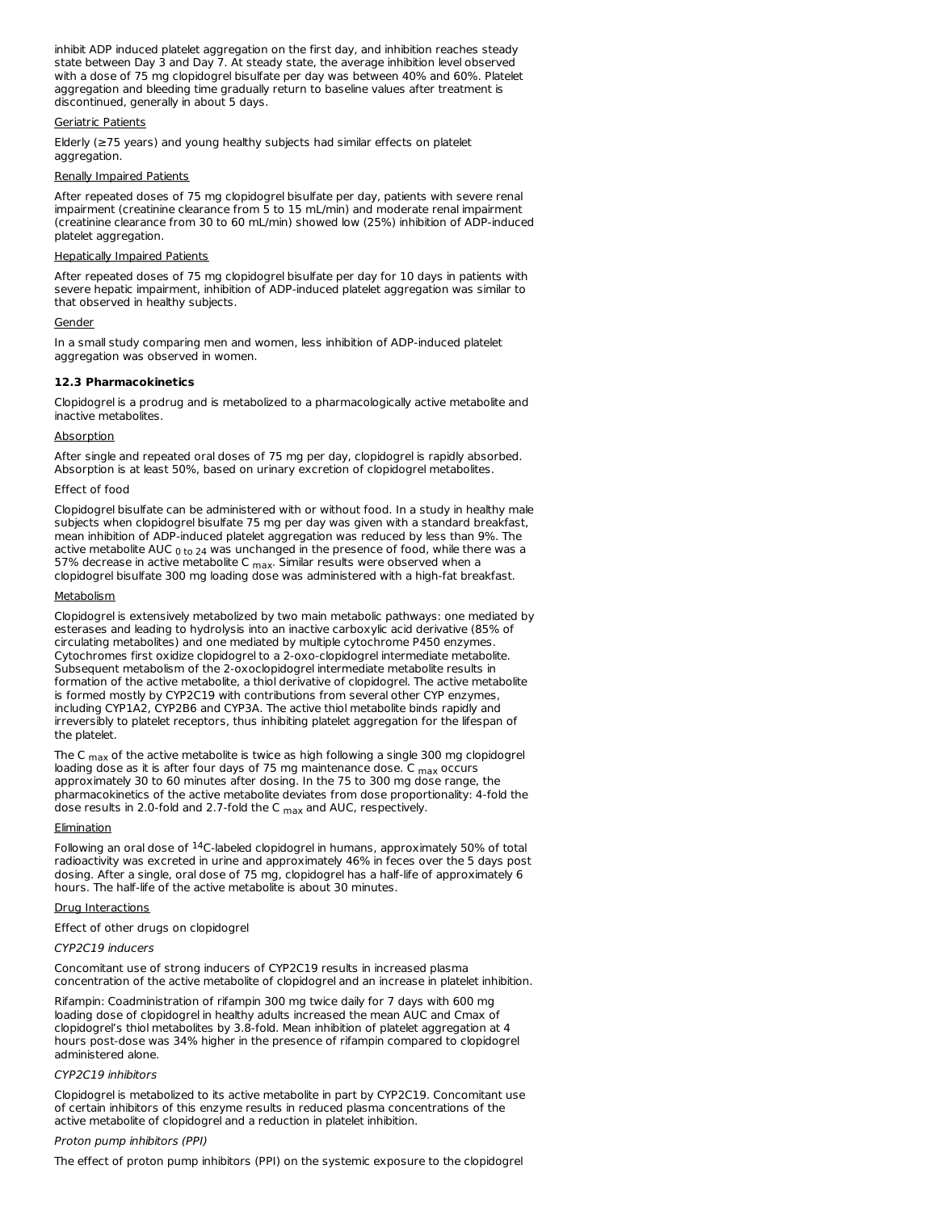inhibit ADP induced platelet aggregation on the first day, and inhibition reaches steady state between Day 3 and Day 7. At steady state, the average inhibition level observed with a dose of 75 mg clopidogrel bisulfate per day was between 40% and 60%. Platelet aggregation and bleeding time gradually return to baseline values after treatment is discontinued, generally in about 5 days.

Geriatric Patients

Elderly (≥75 years) and young healthy subjects had similar effects on platelet aggregation.

Renally Impaired Patients

After repeated doses of 75 mg clopidogrel bisulfate per day, patients with severe renal impairment (creatinine clearance from 5 to 15 mL/min) and moderate renal impairment (creatinine clearance from 30 to 60 mL/min) showed low (25%) inhibition of ADP-induced platelet aggregation.

Hepatically Impaired Patients

After repeated doses of 75 mg clopidogrel bisulfate per day for 10 days in patients with severe hepatic impairment, inhibition of ADP-induced platelet aggregation was similar to that observed in healthy subjects.

Gender

In a small study comparing men and women, less inhibition of ADP-induced platelet aggregation was observed in women.

### 12.3 Pharmacokinetics

Clopidogrel is a prodrug and is metabolized to a pharmacologically active metabolite and inactive metabolites.

Absorption

After single and repeated oral doses of 75 mg per day, clopidogrel is rapidly absorbed. Absorption is at least 50%, based on urinary excretion of clopidogrel metabolites.

Effect of food

Clopidogrel bisulfate can be administered with or without food. In a study in healthy male subjects when clopidogrel bisulfate 75 mg per day was given with a standard breakfast, mean inhibition of ADP-induced platelet aggregation was reduced by less than 9%. The active metabolite $AUC_{0\ to\ 24}$ was unchanged in the presence of food, while there was a 57% decrease in active metabolite $C_{max}$. Similar results were observed when a clopidogrel bisulfate 300 mg loading dose was administered with a high-fat breakfast.

Metabolism

Clopidogrel is extensively metabolized by two main metabolic pathways: one mediated by esterases and leading to hydrolysis into an inactive carboxylic acid derivative (85% of circulating metabolites) and one mediated by multiple cytochrome P450 enzymes. Cytochromes first oxidize clopidogrel to a 2-oxo-clopidogrel intermediate metabolite. Subsequent metabolism of the 2-oxoclopidogrel intermediate metabolite results in formation of the active metabolite, a thiol derivative of clopidogrel. The active metabolite is formed mostly by CYP2C19 with contributions from several other CYP enzymes, including CYP1A2, CYP2B6 and CYP3A. The active thiol metabolite binds rapidly and irreversibly to platelet receptors, thus inhibiting platelet aggregation for the lifespan of the platelet.

The $C_{max}$ of the active metabolite is twice as high following a single 300 mg clopidogrel loading dose as it is after four days of 75 mg maintenance dose. $C_{max}$ occurs approximately 30 to 60 minutes after dosing. In the 75 to 300 mg dose range, the pharmacokinetics of the active metabolite deviates from dose proportionality: 4-fold the dose results in 2.0-fold and 2.7-fold the $C_{max}$ and AUC, respectively.

Elimination

Following an oral dose of $^{14}$C-labeled clopidogrel in humans, approximately 50% of total radioactivity was excreted in urine and approximately 46% in feces over the 5 days post dosing. After a single, oral dose of 75 mg, clopidogrel has a half-life of approximately 6 hours. The half-life of the active metabolite is about 30 minutes.

Drug Interactions

Effect of other drugs on clopidogrel

*CYP2C19 inducers*

Concomitant use of strong inducers of CYP2C19 results in increased plasma concentration of the active metabolite of clopidogrel and an increase in platelet inhibition.

Rifampin: Coadministration of rifampin 300 mg twice daily for 7 days with 600 mg loading dose of clopidogrel in healthy adults increased the mean AUC and Cmax of clopidogrel's thiol metabolites by 3.8-fold. Mean inhibition of platelet aggregation at 4 hours post-dose was 34% higher in the presence of rifampin compared to clopidogrel administered alone.

*CYP2C19 inhibitors*

Clopidogrel is metabolized to its active metabolite in part by CYP2C19. Concomitant use of certain inhibitors of this enzyme results in reduced plasma concentrations of the active metabolite of clopidogrel and a reduction in platelet inhibition.

*Proton pump inhibitors (PPI)*

The effect of proton pump inhibitors (PPI) on the systemic exposure to the clopidogrel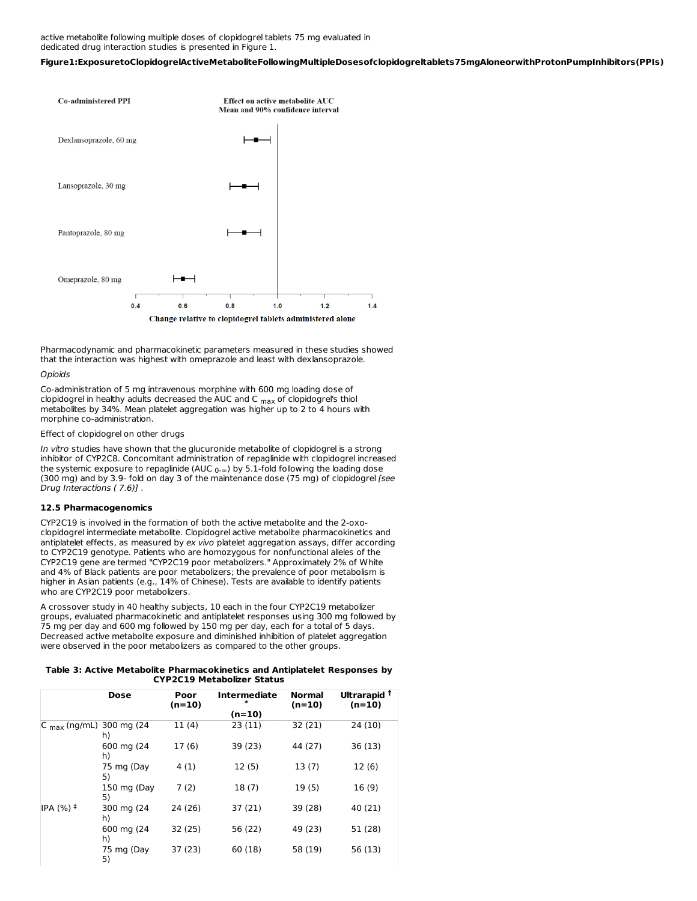active metabolite following multiple doses of clopidogrel tablets 75 mg evaluated in dedicated drug interaction studies is presented in Figure 1.

**Figure1:ExposuretoClopidogrelActiveMetaboliteFollowingMultipleDosesofclopidogreltablets75mgAloneorwithProtonPumpInhibitors(PPIs)**

| Co-administered PPI | Effect on active metabolite AUC Mean and 90% confidence interval |
| --- | --- |
| Dexlansoprazole, 60 mg | |
| Lansoprazole, 30 mg | |
| Pantoprazole, 80 mg | |
| Omeprazole, 80 mg | |

Change relative to clopidogrel tablets administered alone

Pharmacodynamic and pharmacokinetic parameters measured in these studies showed that the interaction was highest with omeprazole and least with dexlansoprazole.

*Opioids*

Co-administration of 5 mg intravenous morphine with 600 mg loading dose of clopidogrel in healthy adults decreased the AUC and $C_{max}$ of clopidogrel's thiol metabolites by 34%. Mean platelet aggregation was higher up to 2 to 4 hours with morphine co-administration.

Effect of clopidogrel on other drugs

*In vitro* studies have shown that the glucuronide metabolite of clopidogrel is a strong inhibitor of CYP2C8. Concomitant administration of repaglinide with clopidogrel increased the systemic exposure to repaglinide ($AUC_{0-\infty}$) by 5.1-fold following the loading dose (300 mg) and by 3.9- fold on day 3 of the maintenance dose (75 mg) of clopidogrel *[see Drug Interactions ( 7.6)]* .

### 12.5 Pharmacogenomics

CYP2C19 is involved in the formation of both the active metabolite and the 2-oxo-clopidogrel intermediate metabolite. Clopidogrel active metabolite pharmacokinetics and antiplatelet effects, as measured by *ex vivo* platelet aggregation assays, differ according to CYP2C19 genotype. Patients who are homozygous for nonfunctional alleles of the CYP2C19 gene are termed "CYP2C19 poor metabolizers." Approximately 2% of White and 4% of Black patients are poor metabolizers; the prevalence of poor metabolism is higher in Asian patients (e.g., 14% of Chinese). Tests are available to identify patients who are CYP2C19 poor metabolizers.

A crossover study in 40 healthy subjects, 10 each in the four CYP2C19 metabolizer groups, evaluated pharmacokinetic and antiplatelet responses using 300 mg followed by 75 mg per day and 600 mg followed by 150 mg per day, each for a total of 5 days. Decreased active metabolite exposure and diminished inhibition of platelet aggregation were observed in the poor metabolizers as compared to the other groups.

**Table 3: Active Metabolite Pharmacokinetics and Antiplatelet Responses by CYP2C19 Metabolizer Status**

| | Dose | Poor (n=10) | Intermediate * (n=10) | Normal (n=10) | Ultrapid † (n=10) |
| --- | --- | --- | --- | --- | --- |
| $C_{max}$ (ng/mL) | 300 mg (24 h) | 11 (4) | 23 (11) | 32 (21) | 24 (10) |
| | 600 mg (24 h) | 17 (6) | 39 (23) | 44 (27) | 36 (13) |
| | 75 mg (Day 5) | 4 (1) | 12 (5) | 13 (7) | 12 (6) |
| | 150 mg (Day 5) | 7 (2) | 18 (7) | 19 (5) | 16 (9) |
| IPA (%) ‡ | 300 mg (24 h) | 24 (26) | 37 (21) | 39 (28) | 40 (21) |
| | 600 mg (24 h) | 32 (25) | 56 (22) | 49 (23) | 51 (28) |
| | 75 mg (Day 5) | 37 (23) | 60 (18) | 58 (19) | 56 (13) |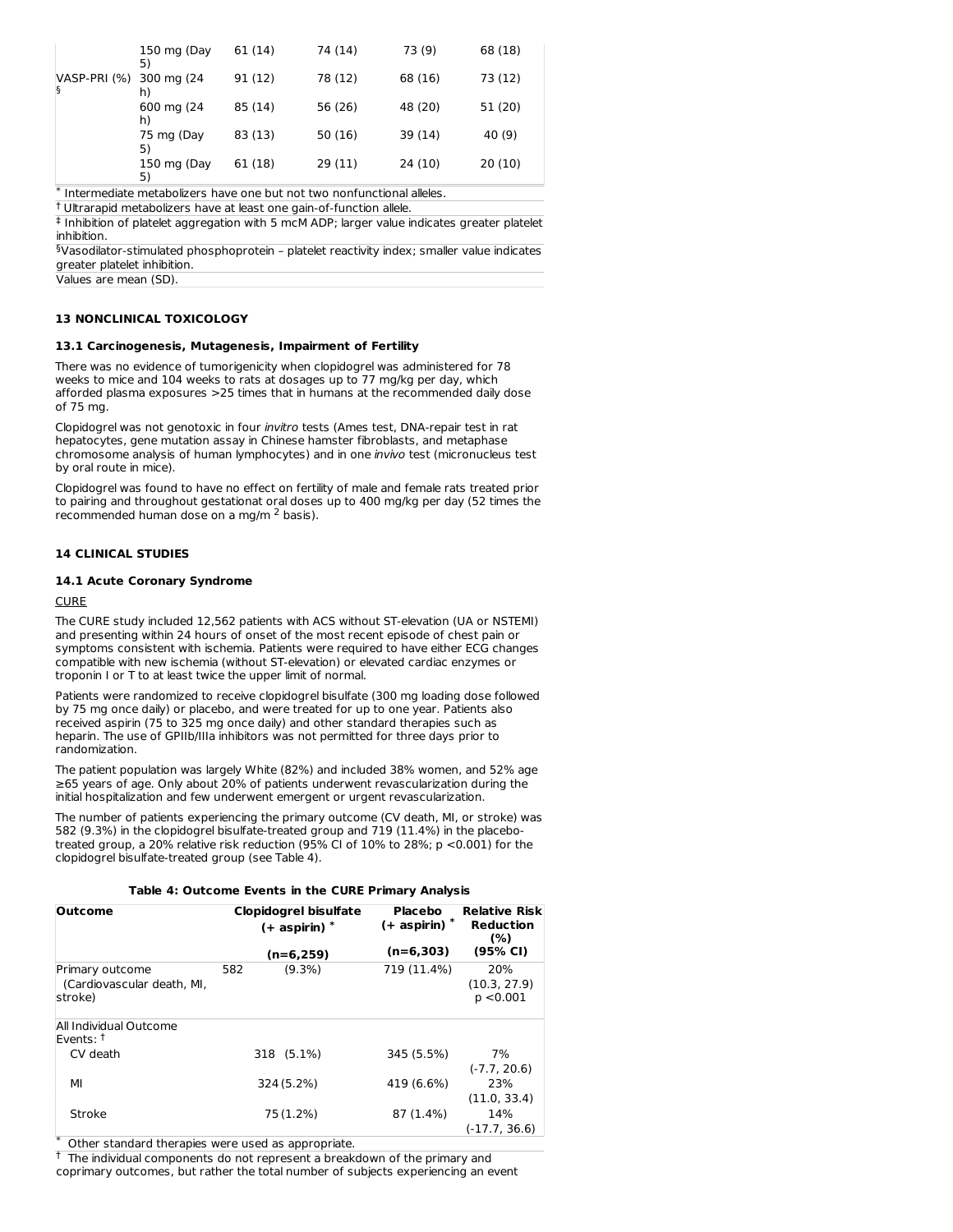|  | 150 mg (Day 5) | 61 (14) | 74 (14) | 73 (9) | 68 (18) |
|---|---|---|---|---|---|
| VASP-PRI (%) § | 300 mg (24 h) | 91 (12) | 78 (12) | 68 (16) | 73 (12) |
|  | 600 mg (24 h) | 85 (14) | 56 (26) | 48 (20) | 51 (20) |
|  | 75 mg (Day 5) | 83 (13) | 50 (16) | 39 (14) | 40 (9) |
|  | 150 mg (Day 5) | 61 (18) | 29 (11) | 24 (10) | 20 (10) |

\* Intermediate metabolizers have one but not two nonfunctional alleles.

† Ultrarapid metabolizers have at least one gain-of-function allele.

‡ Inhibition of platelet aggregation with 5 mcM ADP; larger value indicates greater platelet inhibition.

§Vasodilator-stimulated phosphoprotein – platelet reactivity index; smaller value indicates greater platelet inhibition.

Values are mean (SD).

## 13 NONCLINICAL TOXICOLOGY

### 13.1 Carcinogenesis, Mutagenesis, Impairment of Fertility

There was no evidence of tumorigenicity when clopidogrel was administered for 78 weeks to mice and 104 weeks to rats at dosages up to 77 mg/kg per day, which afforded plasma exposures >25 times that in humans at the recommended daily dose of 75 mg.

Clopidogrel was not genotoxic in four *invitro* tests (Ames test, DNA-repair test in rat hepatocytes, gene mutation assay in Chinese hamster fibroblasts, and metaphase chromosome analysis of human lymphocytes) and in one *invivo* test (micronucleus test by oral route in mice).

Clopidogrel was found to have no effect on fertility of male and female rats treated prior to pairing and throughout gestationat oral doses up to 400 mg/kg per day (52 times the recommended human dose on a mg/m $^2$ basis).

## 14 CLINICAL STUDIES

### 14.1 Acute Coronary Syndrome

CURE

The CURE study included 12,562 patients with ACS without ST-elevation (UA or NSTEMI) and presenting within 24 hours of onset of the most recent episode of chest pain or symptoms consistent with ischemia. Patients were required to have either ECG changes compatible with new ischemia (without ST-elevation) or elevated cardiac enzymes or troponin I or T to at least twice the upper limit of normal.

Patients were randomized to receive clopidogrel bisulfate (300 mg loading dose followed by 75 mg once daily) or placebo, and were treated for up to one year. Patients also received aspirin (75 to 325 mg once daily) and other standard therapies such as heparin. The use of GPIIb/IIIa inhibitors was not permitted for three days prior to randomization.

The patient population was largely White (82%) and included 38% women, and 52% age ≥65 years of age. Only about 20% of patients underwent revascularization during the initial hospitalization and few underwent emergent or urgent revascularization.

The number of patients experiencing the primary outcome (CV death, MI, or stroke) was 582 (9.3%) in the clopidogrel bisulfate-treated group and 719 (11.4%) in the placebo-treated group, a 20% relative risk reduction (95% CI of 10% to 28%; p <0.001) for the clopidogrel bisulfate-treated group (see Table 4).

**Table 4: Outcome Events in the CURE Primary Analysis**

| Outcome | Clopidogrel bisulfate (+ aspirin) * (n=6,259) | Placebo (+ aspirin) * (n=6,303) | Relative Risk Reduction (%) (95% CI) |
|---|---|---|---|
| Primary outcome (Cardiovascular death, MI, stroke) | 582 (9.3%) | 719 (11.4%) | 20% (10.3, 27.9) p <0.001 |
| All Individual Outcome Events: † |  |  |  |
| CV death | 318 (5.1%) | 345 (5.5%) | 7% (-7.7, 20.6) |
| MI | 324 (5.2%) | 419 (6.6%) | 23% (11.0, 33.4) |
| Stroke | 75 (1.2%) | 87 (1.4%) | 14% (-17.7, 36.6) |

\* Other standard therapies were used as appropriate.

† The individual components do not represent a breakdown of the primary and coprimary outcomes, but rather the total number of subjects experiencing an event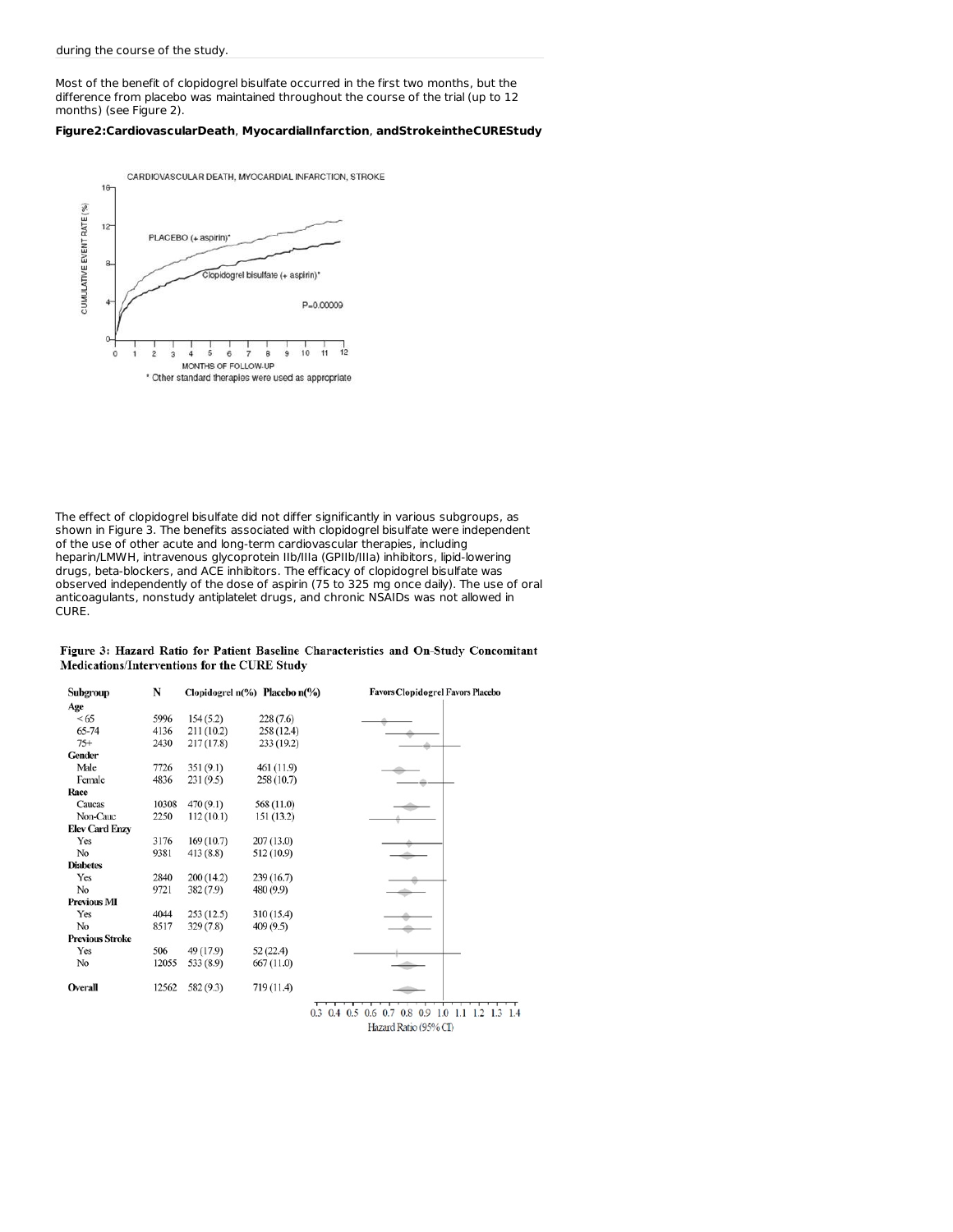during the course of the study.

Most of the benefit of clopidogrel bisulfate occurred in the first two months, but the difference from placebo was maintained throughout the course of the trial (up to 12 months) (see Figure 2).

**Figure2:CardiovascularDeath, MyocardialInfarction, andStrokeintheCUREStudy**

The effect of clopidogrel bisulfate did not differ significantly in various subgroups, as shown in Figure 3. The benefits associated with clopidogrel bisulfate were independent of the use of other acute and long-term cardiovascular therapies, including heparin/LMWH, intravenous glycoprotein IIb/IIIa (GPIIb/IIIa) inhibitors, lipid-lowering drugs, beta-blockers, and ACE inhibitors. The efficacy of clopidogrel bisulfate was observed independently of the dose of aspirin (75 to 325 mg once daily). The use of oral anticoagulants, nonstudy antiplatelet drugs, and chronic NSAIDs was not allowed in CURE.

**Figure 3: Hazard Ratio for Patient Baseline Characteristics and On-Study Concomitant Medications/Interventions for the CURE Study**

| Subgroup | N | Clopidogrel n(%) | Placebo n(%) |
|---|---|---|---|
| **Age** | | | |
| < 65 | 5996 | 154 (5.2) | 228 (7.6) |
| 65-74 | 4136 | 211 (10.2) | 258 (12.4) |
| 75+ | 2430 | 217 (17.8) | 233 (19.2) |
| **Gender** | | | |
| Male | 7726 | 351 (9.1) | 461 (11.9) |
| Female | 4836 | 231 (9.5) | 258 (10.7) |
| **Race** | | | |
| Caucas | 10308 | 470 (9.1) | 568 (11.0) |
| Non-Cauc | 2250 | 112 (10.1) | 151 (13.2) |
| **Elev Card Enzy** | | | |
| Yes | 3176 | 169 (10.7) | 207 (13.0) |
| No | 9381 | 413 (8.8) | 512 (10.9) |
| **Diabetes** | | | |
| Yes | 2840 | 200 (14.2) | 239 (16.7) |
| No | 9721 | 382 (7.9) | 480 (9.9) |
| **Previous MI** | | | |
| Yes | 4044 | 253 (12.5) | 310 (15.4) |
| No | 8517 | 329 (7.8) | 409 (9.5) |
| **Previous Stroke** | | | |
| Yes | 506 | 49 (17.9) | 52 (22.4) |
| No | 12055 | 533 (8.9) | 667 (11.0) |
| **Overall** | 12562 | 582 (9.3) | 719 (11.4) |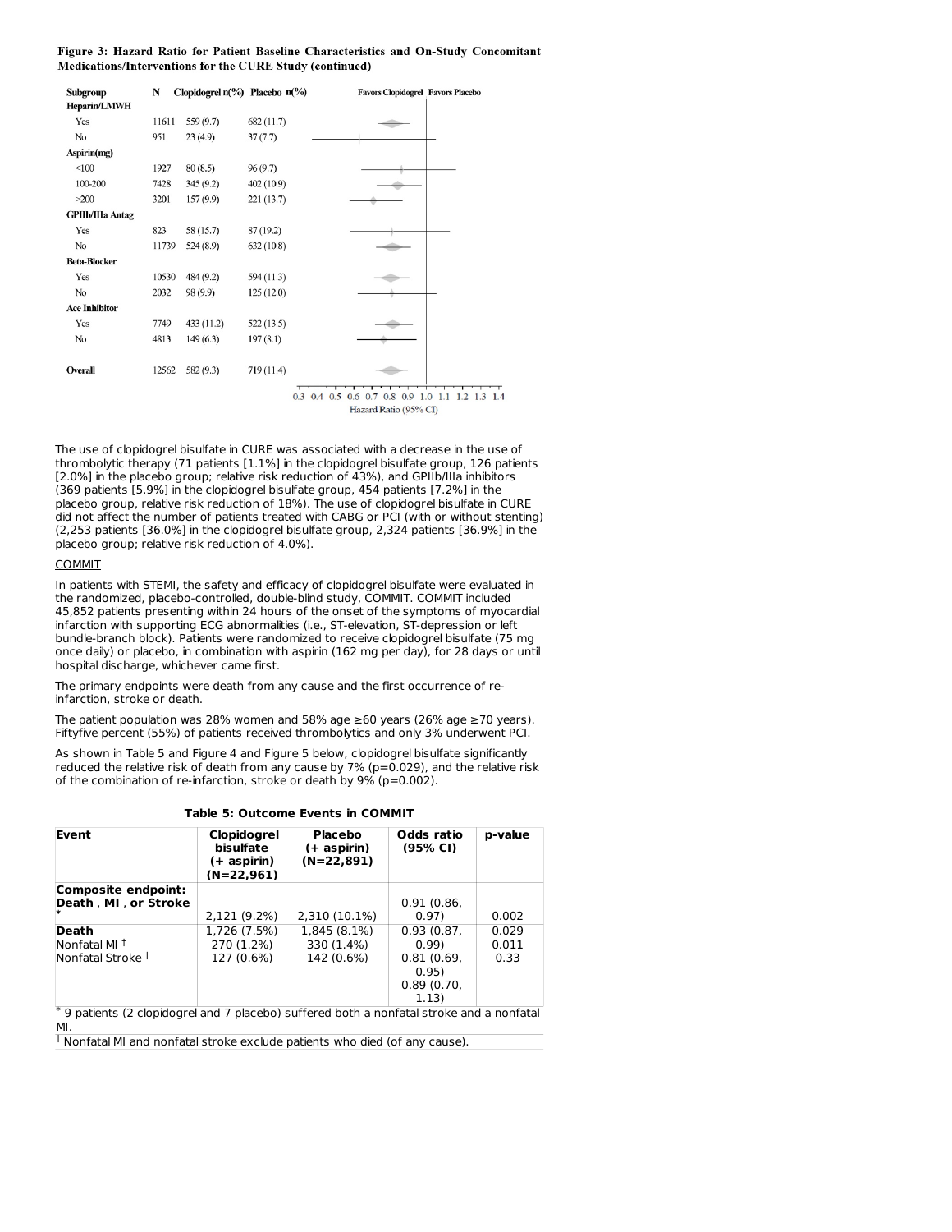**Figure 3: Hazard Ratio for Patient Baseline Characteristics and On-Study Concomitant Medications/Interventions for the CURE Study (continued)**

| Subgroup | N | Clopidogrel n(%) | Placebo n(%) |
|---|---|---|---|
| **Heparin/LMWH** | | | |
| Yes | 11611 | 559 (9.7) | 682 (11.7) |
| No | 951 | 23 (4.9) | 37 (7.7) |
| **Aspirin(mg)** | | | |
| <100 | 1927 | 80 (8.5) | 96 (9.7) |
| 100-200 | 7428 | 345 (9.2) | 402 (10.9) |
| >200 | 3201 | 157 (9.9) | 221 (13.7) |
| **GPIIb/IIIa Antag** | | | |
| Yes | 823 | 58 (15.7) | 87 (19.2) |
| No | 11739 | 524 (8.9) | 632 (10.8) |
| **Beta-Blocker** | | | |
| Yes | 10530 | 484 (9.2) | 594 (11.3) |
| No | 2032 | 98 (9.9) | 125 (12.0) |
| **Ace Inhibitor** | | | |
| Yes | 7749 | 433 (11.2) | 522 (13.5) |
| No | 4813 | 149 (6.3) | 197 (8.1) |
| **Overall** | 12562 | 582 (9.3) | 719 (11.4) |

Favors Clopidogrel | Favors Placebo

Hazard Ratio (95% CI)

The use of clopidogrel bisulfate in CURE was associated with a decrease in the use of thrombolytic therapy (71 patients [1.1%] in the clopidogrel bisulfate group, 126 patients [2.0%] in the placebo group; relative risk reduction of 43%), and GPIIb/IIIa inhibitors (369 patients [5.9%] in the clopidogrel bisulfate group, 454 patients [7.2%] in the placebo group, relative risk reduction of 18%). The use of clopidogrel bisulfate in CURE did not affect the number of patients treated with CABG or PCI (with or without stenting) (2,253 patients [36.0%] in the clopidogrel bisulfate group, 2,324 patients [36.9%] in the placebo group; relative risk reduction of 4.0%).

COMMIT

In patients with STEMI, the safety and efficacy of clopidogrel bisulfate were evaluated in the randomized, placebo-controlled, double-blind study, COMMIT. COMMIT included 45,852 patients presenting within 24 hours of the onset of the symptoms of myocardial infarction with supporting ECG abnormalities (i.e., ST-elevation, ST-depression or left bundle-branch block). Patients were randomized to receive clopidogrel bisulfate (75 mg once daily) or placebo, in combination with aspirin (162 mg per day), for 28 days or until hospital discharge, whichever came first.

The primary endpoints were death from any cause and the first occurrence of re-infarction, stroke or death.

The patient population was 28% women and 58% age ≥60 years (26% age ≥70 years). Fiftyfive percent (55%) of patients received thrombolytics and only 3% underwent PCI.

As shown in Table 5 and Figure 4 and Figure 5 below, clopidogrel bisulfate significantly reduced the relative risk of death from any cause by 7% (p=0.029), and the relative risk of the combination of re-infarction, stroke or death by 9% (p=0.002).

**Table 5: Outcome Events in COMMIT**

| Event | Clopidogrel bisulfate (+ aspirin) (N=22,961) | Placebo (+ aspirin) (N=22,891) | Odds ratio (95% CI) | p-value |
|---|---|---|---|---|
| **Composite endpoint: Death , MI , or Stroke** * | 2,121 (9.2%) | 2,310 (10.1%) | 0.91 (0.86, 0.97) | 0.002 |
| **Death** | 1,726 (7.5%) | 1,845 (8.1%) | 0.93 (0.87, 0.99) | 0.029 |
| Nonfatal MI † | 270 (1.2%) | 330 (1.4%) | 0.81 (0.69, 0.95) | 0.011 |
| Nonfatal Stroke † | 127 (0.6%) | 142 (0.6%) | 0.89 (0.70, 1.13) | 0.33 |

* 9 patients (2 clopidogrel and 7 placebo) suffered both a nonfatal stroke and a nonfatal MI.

† Nonfatal MI and nonfatal stroke exclude patients who died (of any cause).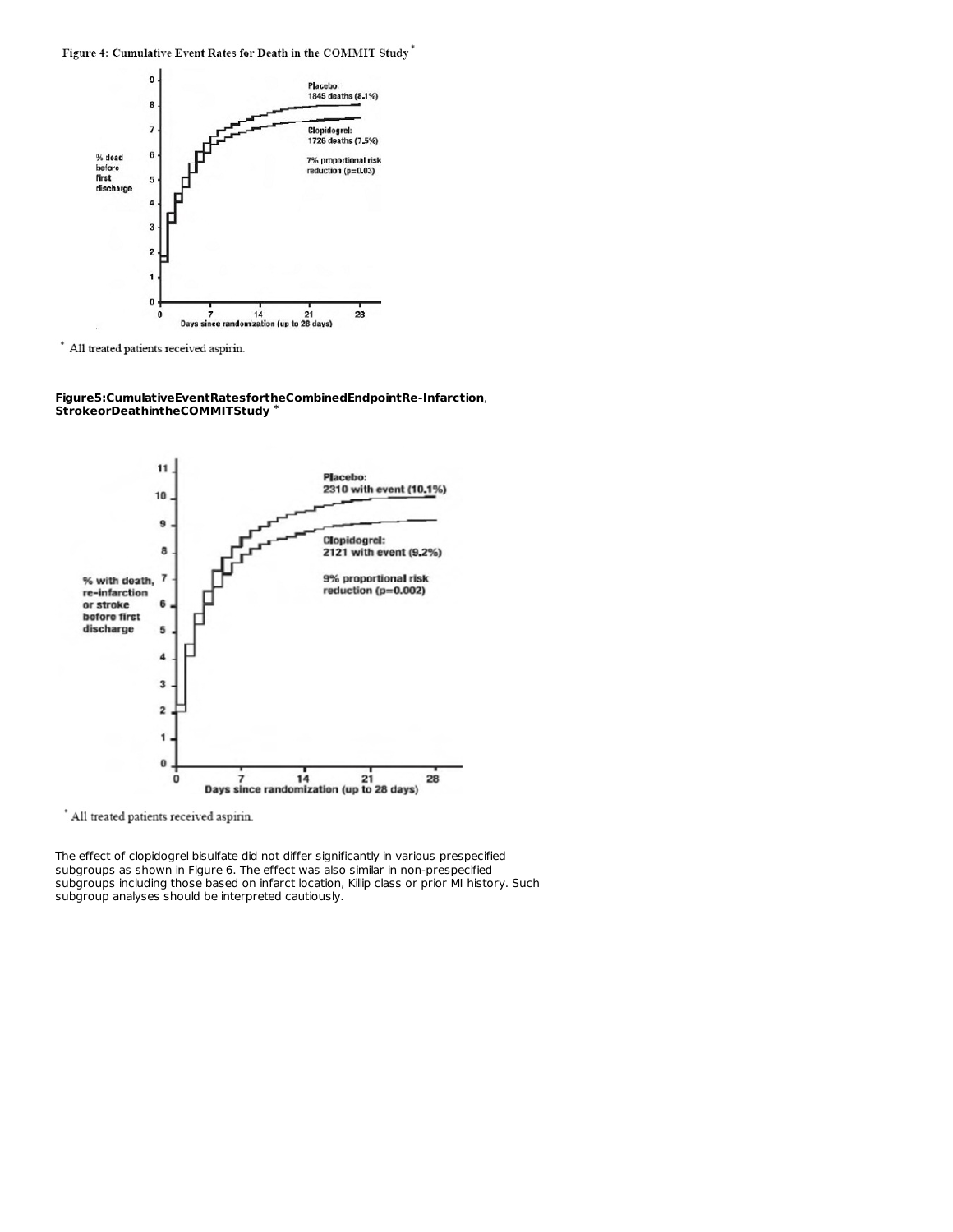Figure 4: Cumulative Event Rates for Death in the COMMIT Study [*]

[*] All treated patients received aspirin.

**Figure5:CumulativeEventRatesfortheCombinedEndpointRe-Infarction, StrokeorDeathintheCOMMITStudy** [*]

[*] All treated patients received aspirin.

The effect of clopidogrel bisulfate did not differ significantly in various prespecified subgroups as shown in Figure 6. The effect was also similar in non-prespecified subgroups including those based on infarct location, Killip class or prior MI history. Such subgroup analyses should be interpreted cautiously.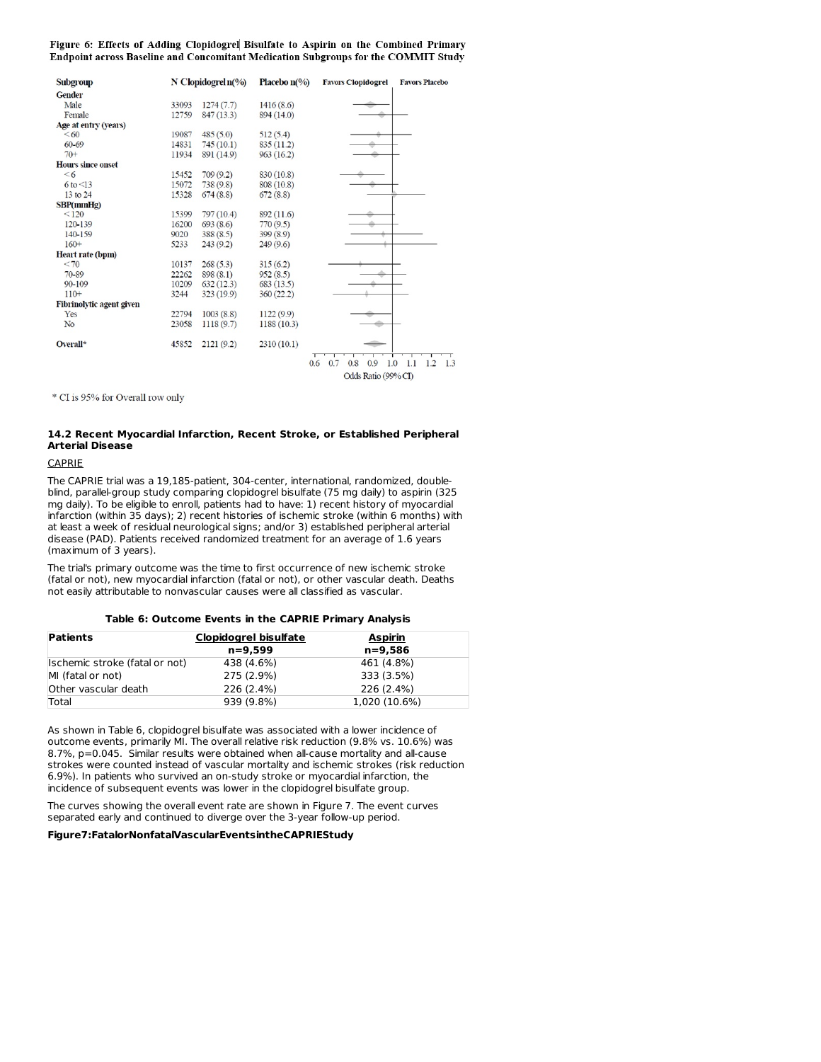**Figure 6: Effects of Adding Clopidogrel Bisulfate to Aspirin on the Combined Primary Endpoint across Baseline and Concomitant Medication Subgroups for the COMMIT Study**

| Subgroup | N | Clopidogrel n(%) | Placebo n(%) |
|---|---|---|---|
| **Gender** | | | |
| Male | 33093 | 1274 (7.7) | 1416 (8.6) |
| Female | 12759 | 847 (13.3) | 894 (14.0) |
| **Age at entry (years)** | | | |
| <60 | 19087 | 485 (5.0) | 512 (5.4) |
| 60-69 | 14831 | 745 (10.1) | 835 (11.2) |
| 70+ | 11934 | 891 (14.9) | 963 (16.2) |
| **Hours since onset** | | | |
| <6 | 15452 | 709 (9.2) | 830 (10.8) |
| 6 to <13 | 15072 | 738 (9.8) | 808 (10.8) |
| 13 to 24 | 15328 | 674 (8.8) | 672 (8.8) |
| **SBP(mmHg)** | | | |
| <120 | 15399 | 797 (10.4) | 892 (11.6) |
| 120-139 | 16200 | 693 (8.6) | 770 (9.5) |
| 140-159 | 9020 | 388 (8.5) | 399 (8.9) |
| 160+ | 5233 | 243 (9.2) | 249 (9.6) |
| **Heart rate (bpm)** | | | |
| <70 | 10137 | 268 (5.3) | 315 (6.2) |
| 70-89 | 22262 | 898 (8.1) | 952 (8.5) |
| 90-109 | 10209 | 632 (12.3) | 683 (13.5) |
| 110+ | 3244 | 323 (19.9) | 360 (22.2) |
| **Fibrinolytic agent given** | | | |
| Yes | 22794 | 1003 (8.8) | 1122 (9.9) |
| No | 23058 | 1118 (9.7) | 1188 (10.3) |
| **Overall*** | 45852 | 2121 (9.2) | 2310 (10.1) |

Favors Clopidogrel | Favors Placebo

Odds Ratio (99% CI): 0.6 0.7 0.8 0.9 1.0 1.1 1.2 1.3

\* CI is 95% for Overall row only

### 14.2 Recent Myocardial Infarction, Recent Stroke, or Established Peripheral Arterial Disease

CAPRIE

The CAPRIE trial was a 19,185-patient, 304-center, international, randomized, double-blind, parallel-group study comparing clopidogrel bisulfate (75 mg daily) to aspirin (325 mg daily). To be eligible to enroll, patients had to have: 1) recent history of myocardial infarction (within 35 days); 2) recent histories of ischemic stroke (within 6 months) with at least a week of residual neurological signs; and/or 3) established peripheral arterial disease (PAD). Patients received randomized treatment for an average of 1.6 years (maximum of 3 years).

The trial's primary outcome was the time to first occurrence of new ischemic stroke (fatal or not), new myocardial infarction (fatal or not), or other vascular death. Deaths not easily attributable to nonvascular causes were all classified as vascular.

**Table 6: Outcome Events in the CAPRIE Primary Analysis**

| Patients | Clopidogrel bisulfate n=9,599 | Aspirin n=9,586 |
|---|---|---|
| Ischemic stroke (fatal or not) | 438 (4.6%) | 461 (4.8%) |
| MI (fatal or not) | 275 (2.9%) | 333 (3.5%) |
| Other vascular death | 226 (2.4%) | 226 (2.4%) |
| Total | 939 (9.8%) | 1,020 (10.6%) |

As shown in Table 6, clopidogrel bisulfate was associated with a lower incidence of outcome events, primarily MI. The overall relative risk reduction (9.8% vs. 10.6%) was 8.7%, p=0.045. Similar results were obtained when all-cause mortality and all-cause strokes were counted instead of vascular mortality and ischemic strokes (risk reduction 6.9%). In patients who survived an on-study stroke or myocardial infarction, the incidence of subsequent events was lower in the clopidogrel bisulfate group.

The curves showing the overall event rate are shown in Figure 7. The event curves separated early and continued to diverge over the 3-year follow-up period.

**Figure 7: Fatal or Nonfatal Vascular Events in the CAPRIE Study**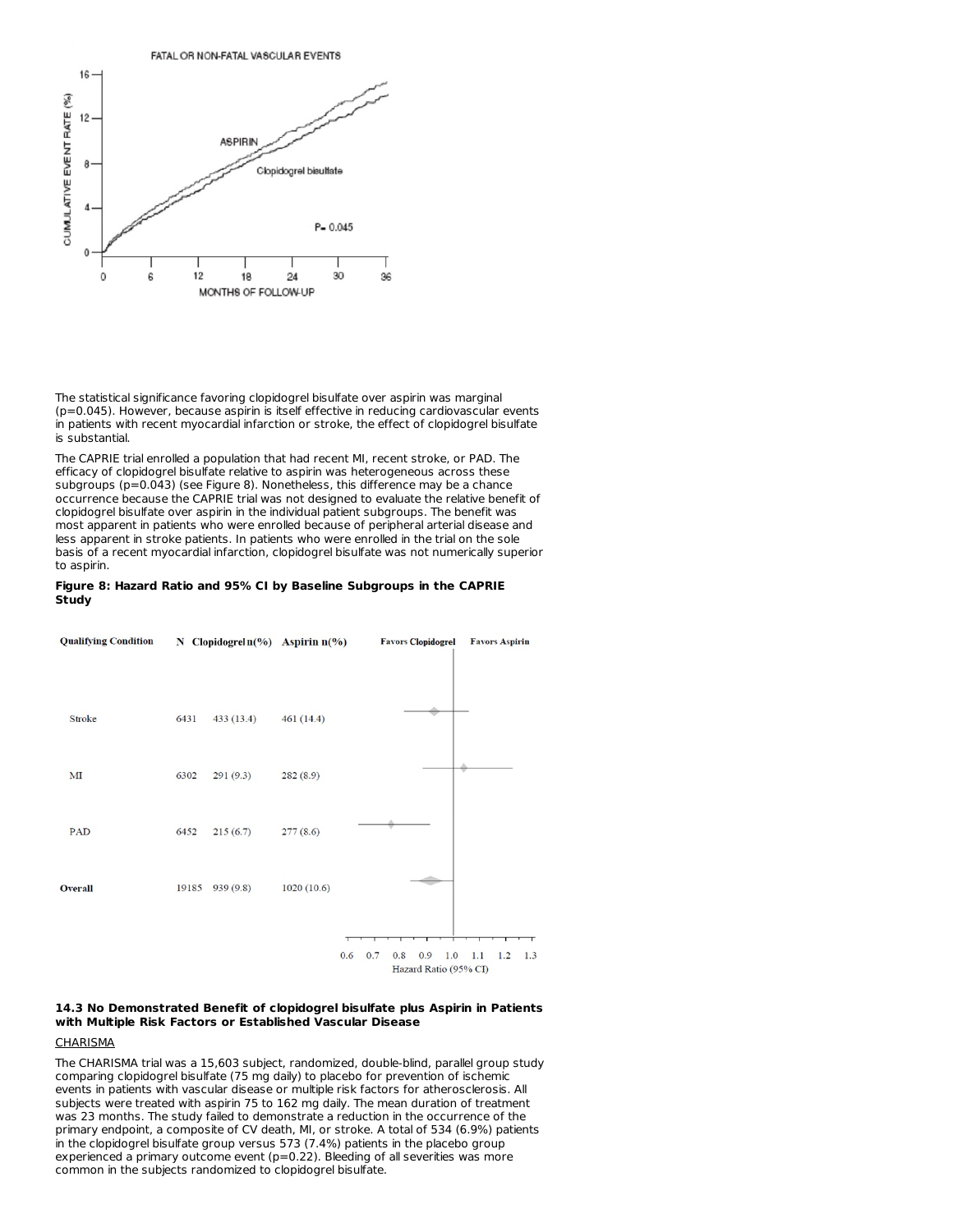The statistical significance favoring clopidogrel bisulfate over aspirin was marginal (p=0.045). However, because aspirin is itself effective in reducing cardiovascular events in patients with recent myocardial infarction or stroke, the effect of clopidogrel bisulfate is substantial.

The CAPRIE trial enrolled a population that had recent MI, recent stroke, or PAD. The efficacy of clopidogrel bisulfate relative to aspirin was heterogeneous across these subgroups (p=0.043) (see Figure 8). Nonetheless, this difference may be a chance occurrence because the CAPRIE trial was not designed to evaluate the relative benefit of clopidogrel bisulfate over aspirin in the individual patient subgroups. The benefit was most apparent in patients who were enrolled because of peripheral arterial disease and less apparent in stroke patients. In patients who were enrolled in the trial on the sole basis of a recent myocardial infarction, clopidogrel bisulfate was not numerically superior to aspirin.

**Figure 8: Hazard Ratio and 95% CI by Baseline Subgroups in the CAPRIE Study**

| Qualifying Condition | N | Clopidogrel n(%) | Aspirin n(%) |
|---|---|---|---|
| Stroke | 6431 | 433 (13.4) | 461 (14.4) |
| MI | 6302 | 291 (9.3) | 282 (8.9) |
| PAD | 6452 | 215 (6.7) | 277 (8.6) |
| **Overall** | 19185 | 939 (9.8) | 1020 (10.6) |

### 14.3 No Demonstrated Benefit of clopidogrel bisulfate plus Aspirin in Patients with Multiple Risk Factors or Established Vascular Disease

CHARISMA

The CHARISMA trial was a 15,603 subject, randomized, double-blind, parallel group study comparing clopidogrel bisulfate (75 mg daily) to placebo for prevention of ischemic events in patients with vascular disease or multiple risk factors for atherosclerosis. All subjects were treated with aspirin 75 to 162 mg daily. The mean duration of treatment was 23 months. The study failed to demonstrate a reduction in the occurrence of the primary endpoint, a composite of CV death, MI, or stroke. A total of 534 (6.9%) patients in the clopidogrel bisulfate group versus 573 (7.4%) patients in the placebo group experienced a primary outcome event (p=0.22). Bleeding of all severities was more common in the subjects randomized to clopidogrel bisulfate.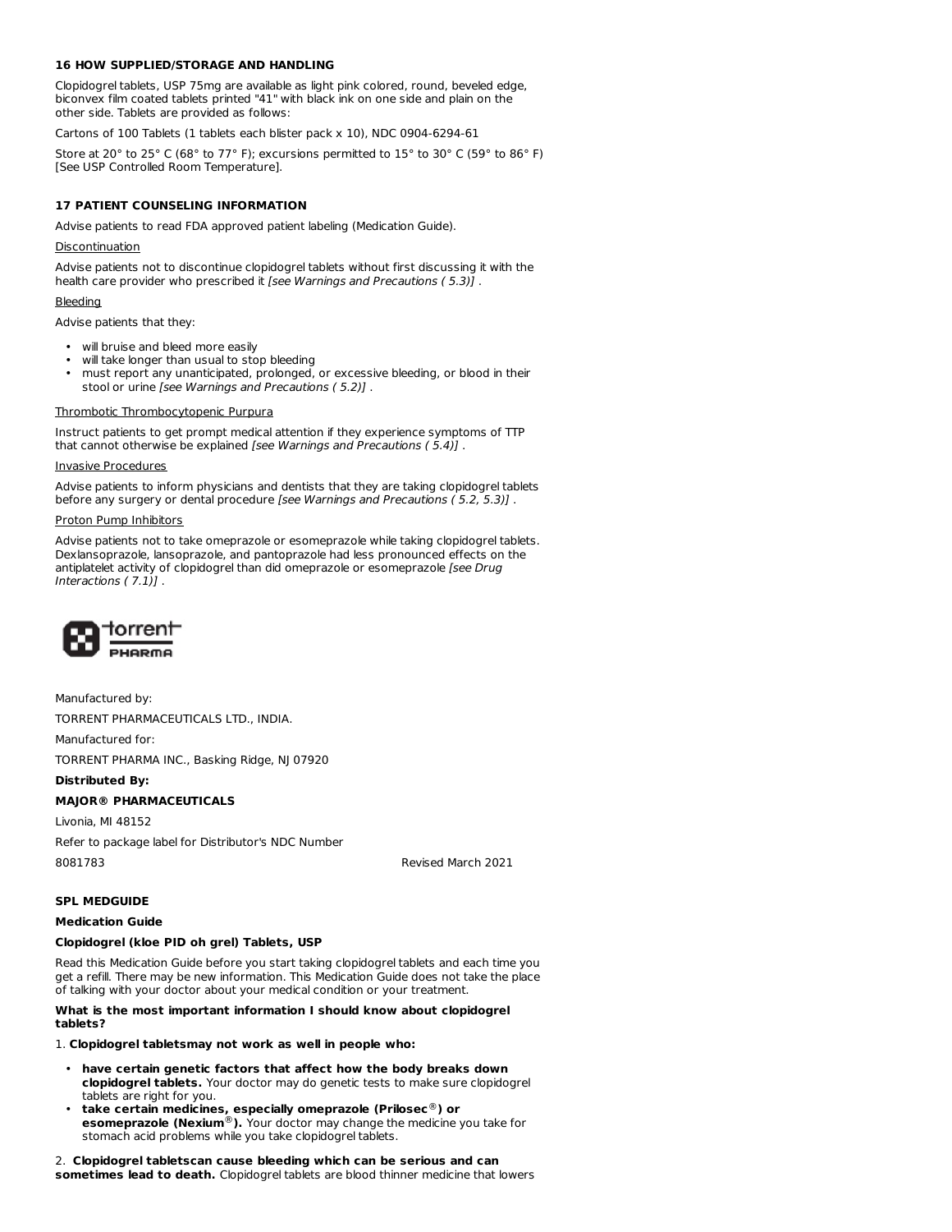## 16 HOW SUPPLIED/STORAGE AND HANDLING

Clopidogrel tablets, USP 75mg are available as light pink colored, round, beveled edge, biconvex film coated tablets printed "41" with black ink on one side and plain on the other side. Tablets are provided as follows:

Cartons of 100 Tablets (1 tablets each blister pack x 10), NDC 0904-6294-61

Store at 20° to 25° C (68° to 77° F); excursions permitted to 15° to 30° C (59° to 86° F) [See USP Controlled Room Temperature].

## 17 PATIENT COUNSELING INFORMATION

Advise patients to read FDA approved patient labeling (Medication Guide).

Discontinuation

Advise patients not to discontinue clopidogrel tablets without first discussing it with the health care provider who prescribed it *[see Warnings and Precautions ( 5.3)]* .

Bleeding

Advise patients that they:

- will bruise and bleed more easily
- will take longer than usual to stop bleeding
- must report any unanticipated, prolonged, or excessive bleeding, or blood in their stool or urine *[see Warnings and Precautions ( 5.2)]* .

Thrombotic Thrombocytopenic Purpura

Instruct patients to get prompt medical attention if they experience symptoms of TTP that cannot otherwise be explained *[see Warnings and Precautions ( 5.4)]* .

Invasive Procedures

Advise patients to inform physicians and dentists that they are taking clopidogrel tablets before any surgery or dental procedure *[see Warnings and Precautions ( 5.2, 5.3)]* .

Proton Pump Inhibitors

Advise patients not to take omeprazole or esomeprazole while taking clopidogrel tablets. Dexlansoprazole, lansoprazole, and pantoprazole had less pronounced effects on the antiplatelet activity of clopidogrel than did omeprazole or esomeprazole *[see Drug Interactions ( 7.1)]* .

torrent PHARMA

Manufactured by:

TORRENT PHARMACEUTICALS LTD., INDIA.

Manufactured for:

TORRENT PHARMA INC., Basking Ridge, NJ 07920

**Distributed By:**

**MAJOR® PHARMACEUTICALS**

Livonia, MI 48152

Refer to package label for Distributor's NDC Number

8081783 Revised March 2021

### SPL MEDGUIDE

**Medication Guide**

**Clopidogrel (kloe PID oh grel) Tablets, USP**

Read this Medication Guide before you start taking clopidogrel tablets and each time you get a refill. There may be new information. This Medication Guide does not take the place of talking with your doctor about your medical condition or your treatment.

**What is the most important information I should know about clopidogrel tablets?**

1. **Clopidogrel tabletsmay not work as well in people who:**

- **have certain genetic factors that affect how the body breaks down clopidogrel tablets.** Your doctor may do genetic tests to make sure clopidogrel tablets are right for you.
- **take certain medicines, especially omeprazole (Prilosec®) or esomeprazole (Nexium®).** Your doctor may change the medicine you take for stomach acid problems while you take clopidogrel tablets.

2. **Clopidogrel tabletscan cause bleeding which can be serious and can sometimes lead to death.** Clopidogrel tablets are blood thinner medicine that lowers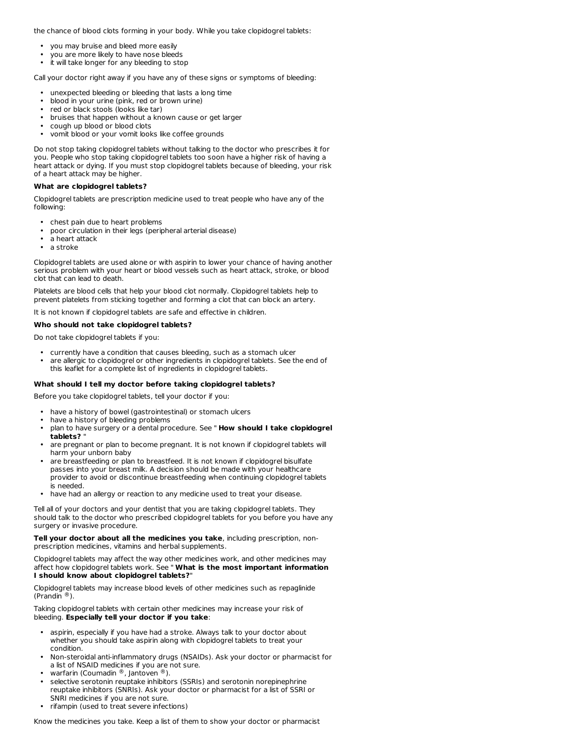the chance of blood clots forming in your body. While you take clopidogrel tablets:

- you may bruise and bleed more easily
- you are more likely to have nose bleeds
- it will take longer for any bleeding to stop

Call your doctor right away if you have any of these signs or symptoms of bleeding:

- unexpected bleeding or bleeding that lasts a long time
- blood in your urine (pink, red or brown urine)
- red or black stools (looks like tar)
- bruises that happen without a known cause or get larger
- cough up blood or blood clots
- vomit blood or your vomit looks like coffee grounds

Do not stop taking clopidogrel tablets without talking to the doctor who prescribes it for you. People who stop taking clopidogrel tablets too soon have a higher risk of having a heart attack or dying. If you must stop clopidogrel tablets because of bleeding, your risk of a heart attack may be higher.

**What are clopidogrel tablets?**

Clopidogrel tablets are prescription medicine used to treat people who have any of the following:

- chest pain due to heart problems
- poor circulation in their legs (peripheral arterial disease)
- a heart attack
- a stroke

Clopidogrel tablets are used alone or with aspirin to lower your chance of having another serious problem with your heart or blood vessels such as heart attack, stroke, or blood clot that can lead to death.

Platelets are blood cells that help your blood clot normally. Clopidogrel tablets help to prevent platelets from sticking together and forming a clot that can block an artery.

It is not known if clopidogrel tablets are safe and effective in children.

**Who should not take clopidogrel tablets?**

Do not take clopidogrel tablets if you:

- currently have a condition that causes bleeding, such as a stomach ulcer
- are allergic to clopidogrel or other ingredients in clopidogrel tablets. See the end of this leaflet for a complete list of ingredients in clopidogrel tablets.

**What should I tell my doctor before taking clopidogrel tablets?**

Before you take clopidogrel tablets, tell your doctor if you:

- have a history of bowel (gastrointestinal) or stomach ulcers
- have a history of bleeding problems
- plan to have surgery or a dental procedure. See " **How should I take clopidogrel tablets?** "
- are pregnant or plan to become pregnant. It is not known if clopidogrel tablets will harm your unborn baby
- are breastfeeding or plan to breastfeed. It is not known if clopidogrel bisulfate passes into your breast milk. A decision should be made with your healthcare provider to avoid or discontinue breastfeeding when continuing clopidogrel tablets is needed.
- have had an allergy or reaction to any medicine used to treat your disease.

Tell all of your doctors and your dentist that you are taking clopidogrel tablets. They should talk to the doctor who prescribed clopidogrel tablets for you before you have any surgery or invasive procedure.

**Tell your doctor about all the medicines you take**, including prescription, non-prescription medicines, vitamins and herbal supplements.

Clopidogrel tablets may affect the way other medicines work, and other medicines may affect how clopidogrel tablets work. See " **What is the most important information I should know about clopidogrel tablets?**"

Clopidogrel tablets may increase blood levels of other medicines such as repaglinide (Prandin ®).

Taking clopidogrel tablets with certain other medicines may increase your risk of bleeding. **Especially tell your doctor if you take**:

- aspirin, especially if you have had a stroke. Always talk to your doctor about whether you should take aspirin along with clopidogrel tablets to treat your condition.
- Non-steroidal anti-inflammatory drugs (NSAIDs). Ask your doctor or pharmacist for a list of NSAID medicines if you are not sure.
- warfarin (Coumadin ®, Jantoven ®).
- selective serotonin reuptake inhibitors (SSRIs) and serotonin norepinephrine reuptake inhibitors (SNRIs). Ask your doctor or pharmacist for a list of SSRI or SNRI medicines if you are not sure.
- rifampin (used to treat severe infections)

Know the medicines you take. Keep a list of them to show your doctor or pharmacist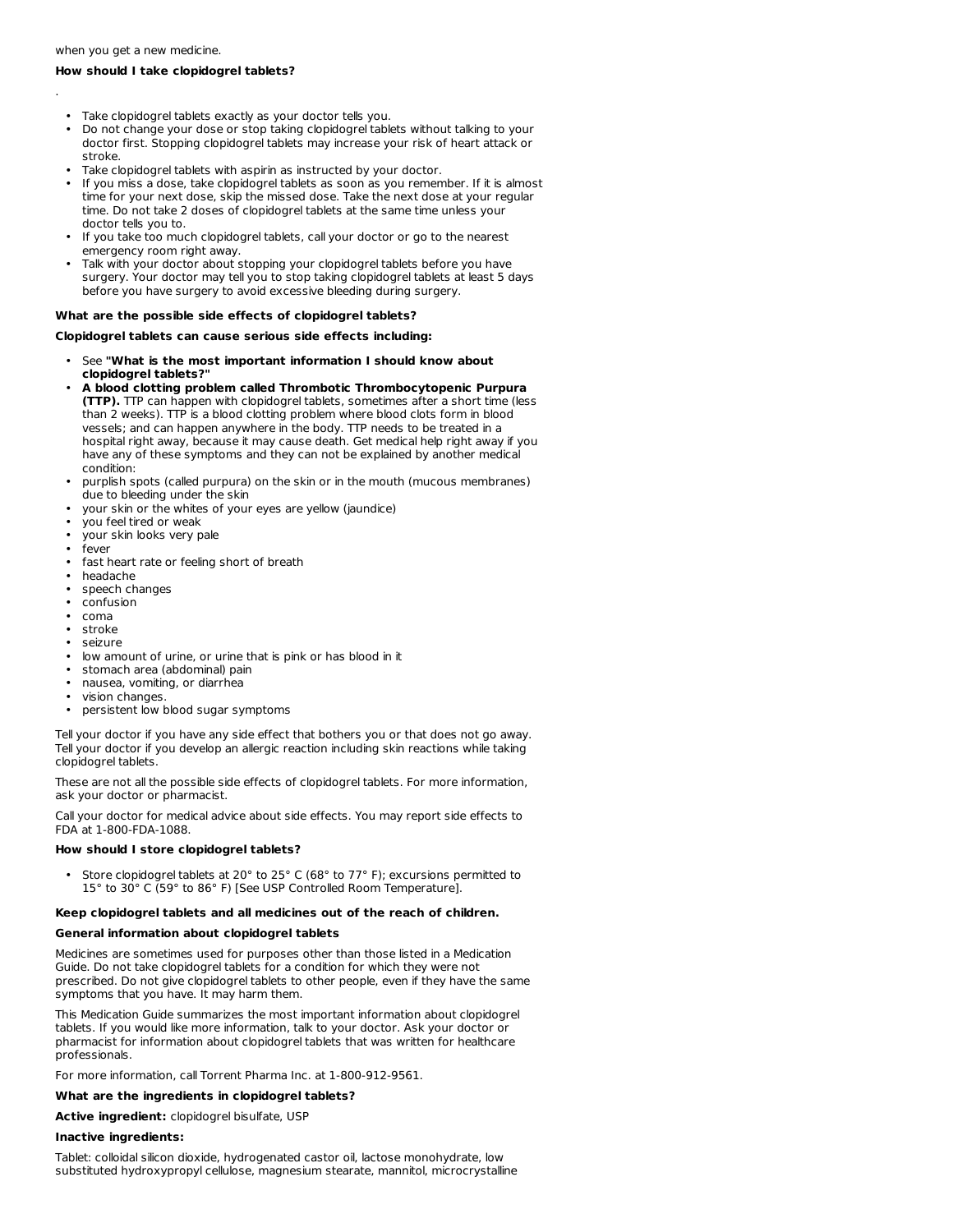when you get a new medicine.

**How should I take clopidogrel tablets?**

.

- Take clopidogrel tablets exactly as your doctor tells you.
- Do not change your dose or stop taking clopidogrel tablets without talking to your doctor first. Stopping clopidogrel tablets may increase your risk of heart attack or stroke.
- Take clopidogrel tablets with aspirin as instructed by your doctor.
- If you miss a dose, take clopidogrel tablets as soon as you remember. If it is almost time for your next dose, skip the missed dose. Take the next dose at your regular time. Do not take 2 doses of clopidogrel tablets at the same time unless your doctor tells you to.
- If you take too much clopidogrel tablets, call your doctor or go to the nearest emergency room right away.
- Talk with your doctor about stopping your clopidogrel tablets before you have surgery. Your doctor may tell you to stop taking clopidogrel tablets at least 5 days before you have surgery to avoid excessive bleeding during surgery.

**What are the possible side effects of clopidogrel tablets?**

**Clopidogrel tablets can cause serious side effects including:**

- See **"What is the most important information I should know about clopidogrel tablets?"**
- **A blood clotting problem called Thrombotic Thrombocytopenic Purpura (TTP).** TTP can happen with clopidogrel tablets, sometimes after a short time (less than 2 weeks). TTP is a blood clotting problem where blood clots form in blood vessels; and can happen anywhere in the body. TTP needs to be treated in a hospital right away, because it may cause death. Get medical help right away if you have any of these symptoms and they can not be explained by another medical condition:
- purplish spots (called purpura) on the skin or in the mouth (mucous membranes) due to bleeding under the skin
- your skin or the whites of your eyes are yellow (jaundice)
- you feel tired or weak
- your skin looks very pale
- fever
- fast heart rate or feeling short of breath
- headache
- speech changes
- confusion
- coma
- stroke
- seizure
- low amount of urine, or urine that is pink or has blood in it
- stomach area (abdominal) pain
- nausea, vomiting, or diarrhea
- vision changes.
- persistent low blood sugar symptoms

Tell your doctor if you have any side effect that bothers you or that does not go away. Tell your doctor if you develop an allergic reaction including skin reactions while taking clopidogrel tablets.

These are not all the possible side effects of clopidogrel tablets. For more information, ask your doctor or pharmacist.

Call your doctor for medical advice about side effects. You may report side effects to FDA at 1-800-FDA-1088.

**How should I store clopidogrel tablets?**

- Store clopidogrel tablets at 20° to 25° C (68° to 77° F); excursions permitted to 15° to 30° C (59° to 86° F) [See USP Controlled Room Temperature].

**Keep clopidogrel tablets and all medicines out of the reach of children.**

**General information about clopidogrel tablets**

Medicines are sometimes used for purposes other than those listed in a Medication Guide. Do not take clopidogrel tablets for a condition for which they were not prescribed. Do not give clopidogrel tablets to other people, even if they have the same symptoms that you have. It may harm them.

This Medication Guide summarizes the most important information about clopidogrel tablets. If you would like more information, talk to your doctor. Ask your doctor or pharmacist for information about clopidogrel tablets that was written for healthcare professionals.

For more information, call Torrent Pharma Inc. at 1-800-912-9561.

**What are the ingredients in clopidogrel tablets?**

**Active ingredient:** clopidogrel bisulfate, USP

**Inactive ingredients:**

Tablet: colloidal silicon dioxide, hydrogenated castor oil, lactose monohydrate, low substituted hydroxypropyl cellulose, magnesium stearate, mannitol, microcrystalline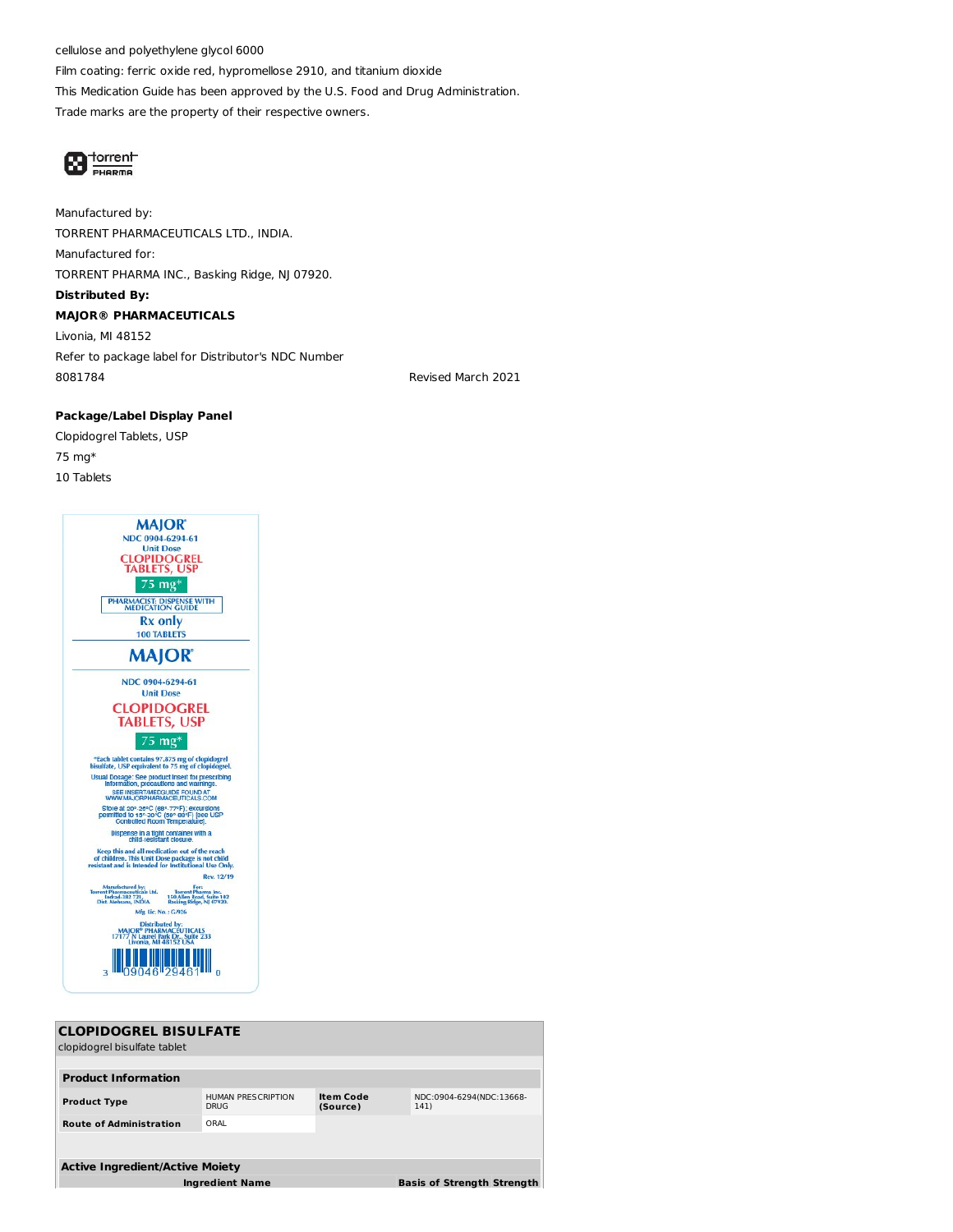cellulose and polyethylene glycol 6000

Film coating: ferric oxide red, hypromellose 2910, and titanium dioxide

This Medication Guide has been approved by the U.S. Food and Drug Administration.

Trade marks are the property of their respective owners.

torrent PHARMA

Manufactured by:

TORRENT PHARMACEUTICALS LTD., INDIA.

Manufactured for:

TORRENT PHARMA INC., Basking Ridge, NJ 07920.

**Distributed By:**

**MAJOR® PHARMACEUTICALS**

Livonia, MI 48152

Refer to package label for Distributor's NDC Number

8081784 Revised March 2021

**Package/Label Display Panel**

Clopidogrel Tablets, USP

75 mg*

10 Tablets

MAJOR®
NDC 0904-6294-61
Unit Dose
CLOPIDOGREL TABLETS, USP
75 mg*
PHARMACIST: DISPENSE WITH MEDICATION GUIDE
Rx only
100 TABLETS

MAJOR®
NDC 0904-6294-61
Unit Dose
CLOPIDOGREL TABLETS, USP
75 mg*

*Each tablet contains 97.875 mg of clopidogrel bisulfate, USP equivalent to 75 mg of clopidogrel.

Usual Dosage: See product insert for prescribing information, precautions and warnings.

SEE INSERT/MEDGUIDE FOUND AT WWW.MAJORPHARMACEUTICALS.COM

Store at 20°-25°C (68°-77°F); excursions permitted to 15°-30°C (59°-86°F) [see USP Controlled Room Temperature].

Dispense in a tight container with a child-resistant closure.

Keep this and all medication out of the reach of children. This Unit Dose package is not child resistant and is Intended for Institutional Use Only.

Rev. 12/19

Manufactured by: Torrent Pharmaceuticals Ltd. Indrad-382 721, Dist. Mehsana, INDIA

For: Torrent Pharma Inc. 150 Allen Road, Suite 102 Basking Ridge, NJ 07920.

Mfg. Lic. No.: G/926

Distributed by: MAJOR® PHARMACEUTICALS 17177 N Laurel Park Dr., Suite 233 Livonia, MI 48152 USA

3 09046 29461 0

| **CLOPIDOGREL BISULFATE** | | | |
|---|---|---|---|
| clopidogrel bisulfate tablet | | | |
| **Product Information** | | | |
| **Product Type** | HUMAN PRESCRIPTION DRUG | **Item Code (Source)** | NDC:0904-6294(NDC:13668-141) |
| **Route of Administration** | ORAL | | |

| **Active Ingredient/Active Moiety** | | |
|---|---|---|
| **Ingredient Name** | **Basis of Strength** | **Strength** |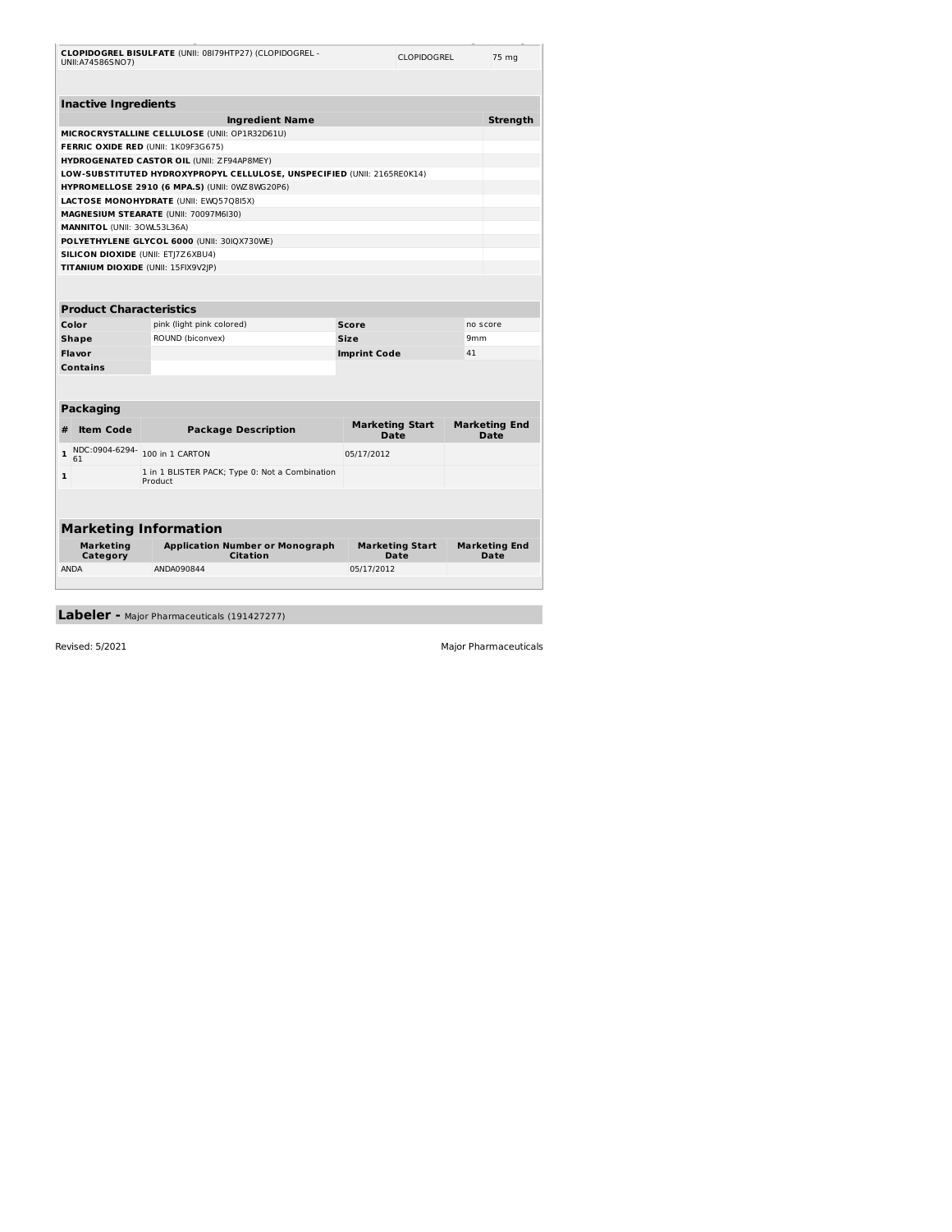| | | |
|---|---|---|
| **CLOPIDOGREL BISULFATE** (UNII: 08I79HTP27) (CLOPIDOGREL - UNII:A74586SNO7) | CLOPIDOGREL | 75 mg |

### Inactive Ingredients

| Ingredient Name | Strength |
|---|---|
| **MICROCRYSTALLINE CELLULOSE** (UNII: OP1R32D61U) | |
| **FERRIC OXIDE RED** (UNII: 1K09F3G675) | |
| **HYDROGENATED CASTOR OIL** (UNII: ZF94AP8MEY) | |
| **LOW-SUBSTITUTED HYDROXYPROPYL CELLULOSE, UNSPECIFIED** (UNII: 2165RE0K14) | |
| **HYPROMELLOSE 2910 (6 MPA.S)** (UNII: 0WZ8WG20P6) | |
| **LACTOSE MONOHYDRATE** (UNII: EWQ57Q8I5X) | |
| **MAGNESIUM STEARATE** (UNII: 70097M6I30) | |
| **MANNITOL** (UNII: 3OWL53L36A) | |
| **POLYETHYLENE GLYCOL 6000** (UNII: 30IQX730WE) | |
| **SILICON DIOXIDE** (UNII: ETJ7Z6XBU4) | |
| **TITANIUM DIOXIDE** (UNII: 15FIX9V2JP) | |

### Product Characteristics

| | | | |
|---|---|---|---|
| **Color** | pink (light pink colored) | **Score** | no score |
| **Shape** | ROUND (biconvex) | **Size** | 9mm |
| **Flavor** | | **Imprint Code** | 41 |
| **Contains** | | | |

### Packaging

| # | Item Code | Package Description | Marketing Start Date | Marketing End Date |
|---|---|---|---|---|
| 1 | NDC:0904-6294-61 | 100 in 1 CARTON | 05/17/2012 | |
| 1 | | 1 in 1 BLISTER PACK; Type 0: Not a Combination Product | | |

### Marketing Information

| Marketing Category | Application Number or Monograph Citation | Marketing Start Date | Marketing End Date |
|---|---|---|---|
| ANDA | ANDA090844 | 05/17/2012 | |

**Labeler -** Major Pharmaceuticals (191427277)

Revised: 5/2021

Major Pharmaceuticals